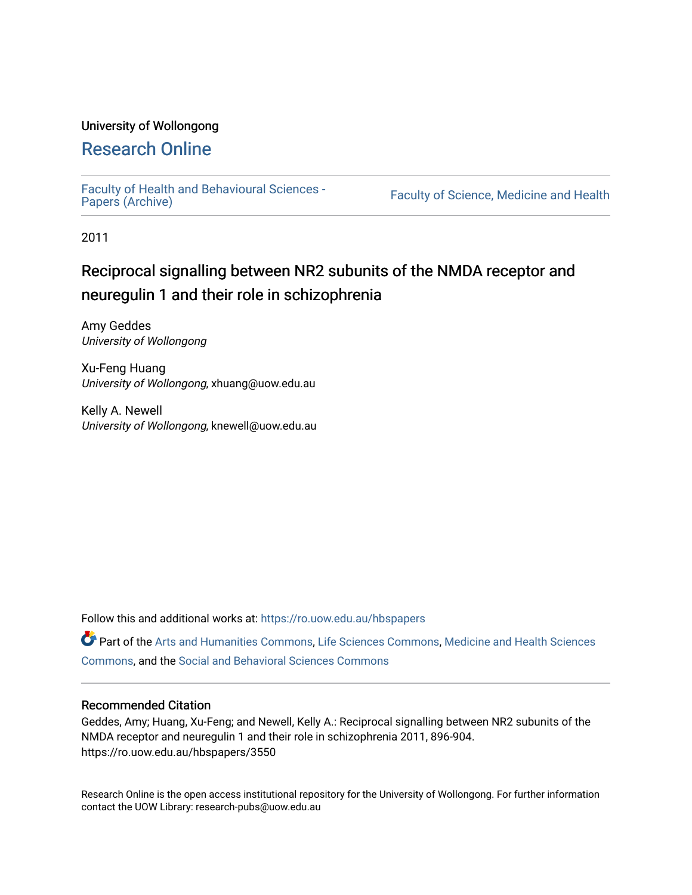University of Wollongong

# Research Online

Faculty of Health and Behavioural Sciences - Papers (Archive)

Faculty of Science, Medicine and Health

2011

## Reciprocal signalling between NR2 subunits of the NMDA receptor and neuregulin 1 and their role in schizophrenia

Amy Geddes
*University of Wollongong*

Xu-Feng Huang
*University of Wollongong*, xhuang@uow.edu.au

Kelly A. Newell
*University of Wollongong*, knewell@uow.edu.au

Follow this and additional works at: https://ro.uow.edu.au/hbspapers

Part of the Arts and Humanities Commons, Life Sciences Commons, Medicine and Health Sciences Commons, and the Social and Behavioral Sciences Commons

### Recommended Citation

Geddes, Amy; Huang, Xu-Feng; and Newell, Kelly A.: Reciprocal signalling between NR2 subunits of the NMDA receptor and neuregulin 1 and their role in schizophrenia 2011, 896-904.
https://ro.uow.edu.au/hbspapers/3550

Research Online is the open access institutional repository for the University of Wollongong. For further information contact the UOW Library: research-pubs@uow.edu.au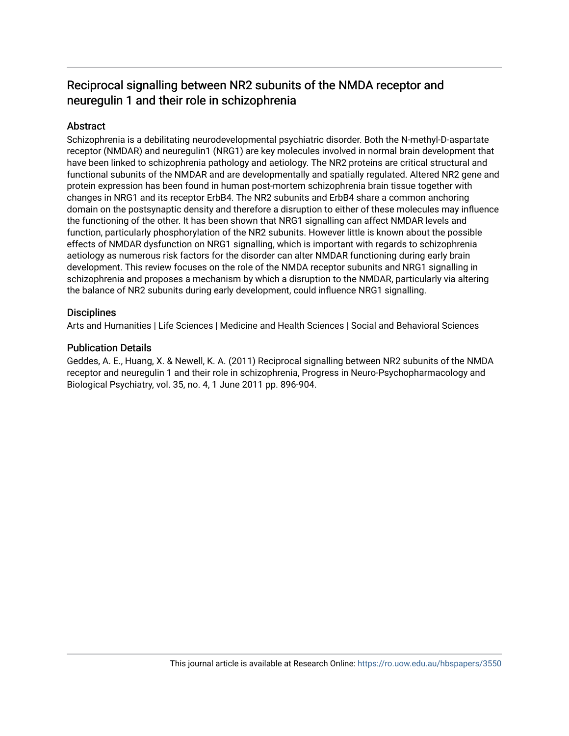# Reciprocal signalling between NR2 subunits of the NMDA receptor and neuregulin 1 and their role in schizophrenia

## Abstract

Schizophrenia is a debilitating neurodevelopmental psychiatric disorder. Both the N-methyl-D-aspartate receptor (NMDAR) and neuregulin1 (NRG1) are key molecules involved in normal brain development that have been linked to schizophrenia pathology and aetiology. The NR2 proteins are critical structural and functional subunits of the NMDAR and are developmentally and spatially regulated. Altered NR2 gene and protein expression has been found in human post-mortem schizophrenia brain tissue together with changes in NRG1 and its receptor ErbB4. The NR2 subunits and ErbB4 share a common anchoring domain on the postsynaptic density and therefore a disruption to either of these molecules may influence the functioning of the other. It has been shown that NRG1 signalling can affect NMDAR levels and function, particularly phosphorylation of the NR2 subunits. However little is known about the possible effects of NMDAR dysfunction on NRG1 signalling, which is important with regards to schizophrenia aetiology as numerous risk factors for the disorder can alter NMDAR functioning during early brain development. This review focuses on the role of the NMDA receptor subunits and NRG1 signalling in schizophrenia and proposes a mechanism by which a disruption to the NMDAR, particularly via altering the balance of NR2 subunits during early development, could influence NRG1 signalling.

## Disciplines

Arts and Humanities | Life Sciences | Medicine and Health Sciences | Social and Behavioral Sciences

## Publication Details

Geddes, A. E., Huang, X. & Newell, K. A. (2011) Reciprocal signalling between NR2 subunits of the NMDA receptor and neuregulin 1 and their role in schizophrenia, Progress in Neuro-Psychopharmacology and Biological Psychiatry, vol. 35, no. 4, 1 June 2011 pp. 896-904.

This journal article is available at Research Online: https://ro.uow.edu.au/hbspapers/3550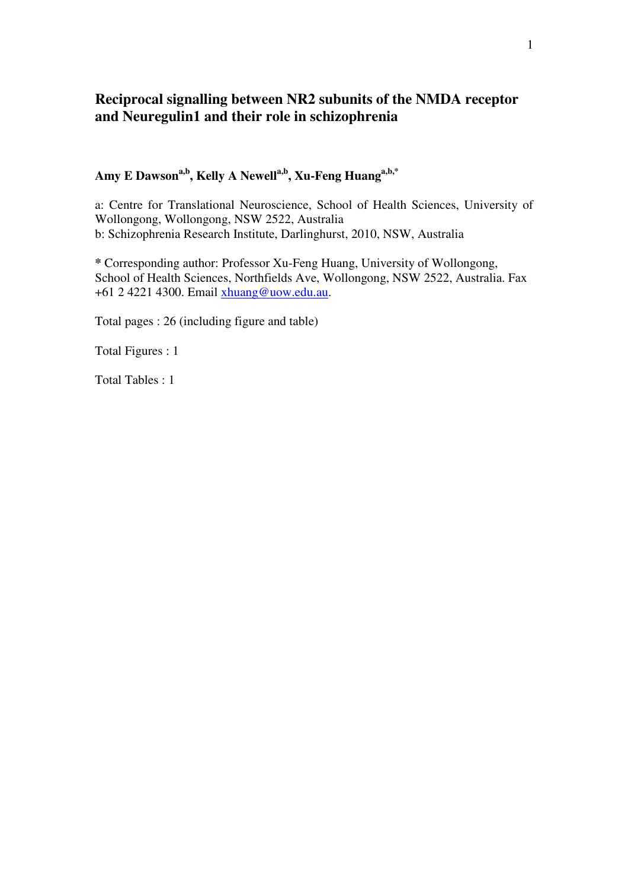# Reciprocal signalling between NR2 subunits of the NMDA receptor and Neuregulin1 and their role in schizophrenia

**Amy E Dawson[a,b], Kelly A Newell[a,b], Xu-Feng Huang[a,b,*]**

a: Centre for Translational Neuroscience, School of Health Sciences, University of Wollongong, Wollongong, NSW 2522, Australia
b: Schizophrenia Research Institute, Darlinghurst, 2010, NSW, Australia

**\*** Corresponding author: Professor Xu-Feng Huang, University of Wollongong, School of Health Sciences, Northfields Ave, Wollongong, NSW 2522, Australia. Fax +61 2 4221 4300. Email xhuang@uow.edu.au.

Total pages : 26 (including figure and table)

Total Figures : 1

Total Tables : 1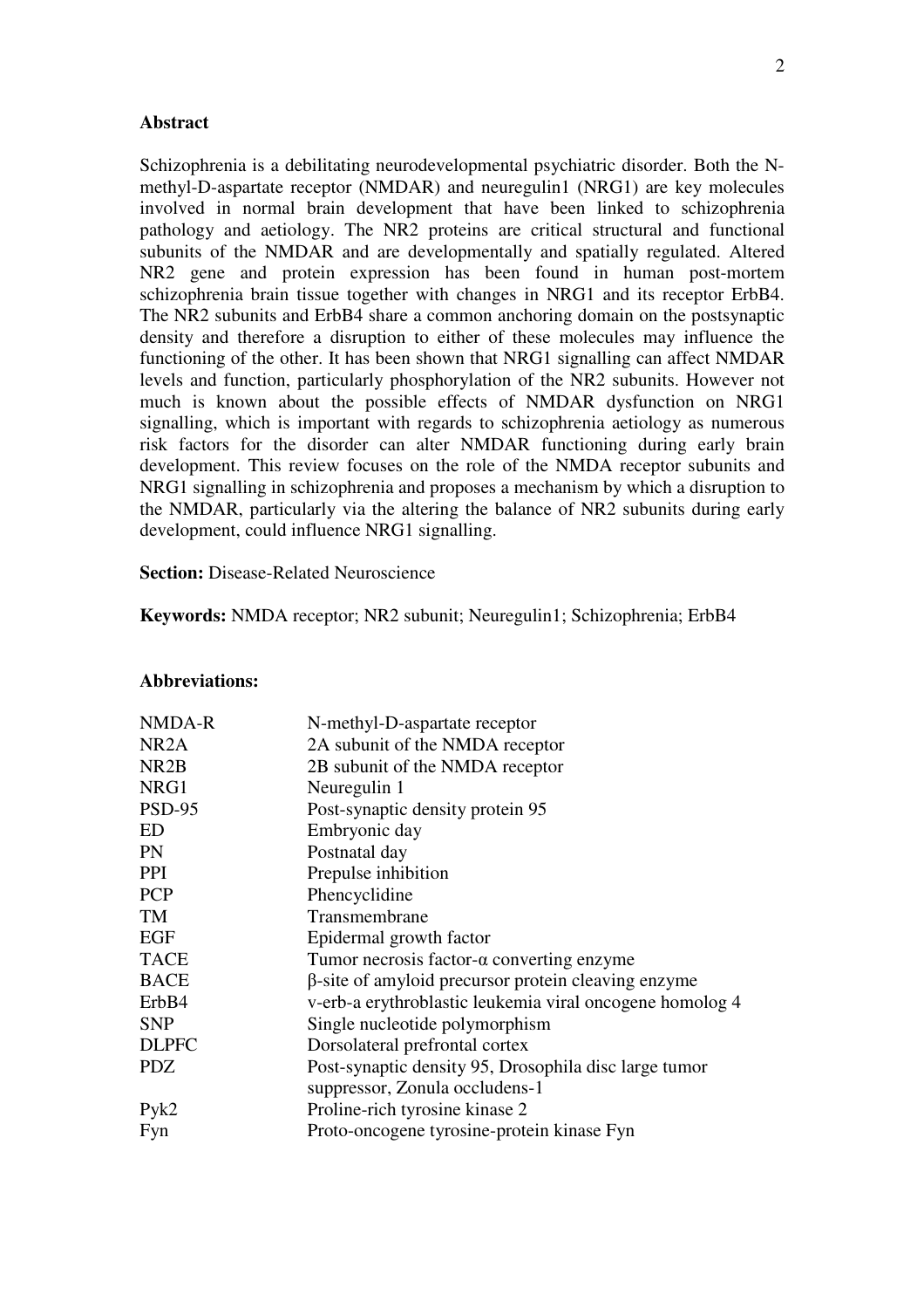## Abstract

Schizophrenia is a debilitating neurodevelopmental psychiatric disorder. Both the N-methyl-D-aspartate receptor (NMDAR) and neuregulin1 (NRG1) are key molecules involved in normal brain development that have been linked to schizophrenia pathology and aetiology. The NR2 proteins are critical structural and functional subunits of the NMDAR and are developmentally and spatially regulated. Altered NR2 gene and protein expression has been found in human post-mortem schizophrenia brain tissue together with changes in NRG1 and its receptor ErbB4. The NR2 subunits and ErbB4 share a common anchoring domain on the postsynaptic density and therefore a disruption to either of these molecules may influence the functioning of the other. It has been shown that NRG1 signalling can affect NMDAR levels and function, particularly phosphorylation of the NR2 subunits. However not much is known about the possible effects of NMDAR dysfunction on NRG1 signalling, which is important with regards to schizophrenia aetiology as numerous risk factors for the disorder can alter NMDAR functioning during early brain development. This review focuses on the role of the NMDA receptor subunits and NRG1 signalling in schizophrenia and proposes a mechanism by which a disruption to the NMDAR, particularly via the altering the balance of NR2 subunits during early development, could influence NRG1 signalling.

**Section:** Disease-Related Neuroscience

**Keywords:** NMDA receptor; NR2 subunit; Neuregulin1; Schizophrenia; ErbB4

**Abbreviations:**

| | |
|---|---|
| NMDA-R | N-methyl-D-aspartate receptor |
| NR2A | 2A subunit of the NMDA receptor |
| NR2B | 2B subunit of the NMDA receptor |
| NRG1 | Neuregulin 1 |
| PSD-95 | Post-synaptic density protein 95 |
| ED | Embryonic day |
| PN | Postnatal day |
| PPI | Prepulse inhibition |
| PCP | Phencyclidine |
| TM | Transmembrane |
| EGF | Epidermal growth factor |
| TACE | Tumor necrosis factor-α converting enzyme |
| BACE | β-site of amyloid precursor protein cleaving enzyme |
| ErbB4 | v-erb-a erythroblastic leukemia viral oncogene homolog 4 |
| SNP | Single nucleotide polymorphism |
| DLPFC | Dorsolateral prefrontal cortex |
| PDZ | Post-synaptic density 95, Drosophila disc large tumor suppressor, Zonula occludens-1 |
| Pyk2 | Proline-rich tyrosine kinase 2 |
| Fyn | Proto-oncogene tyrosine-protein kinase Fyn |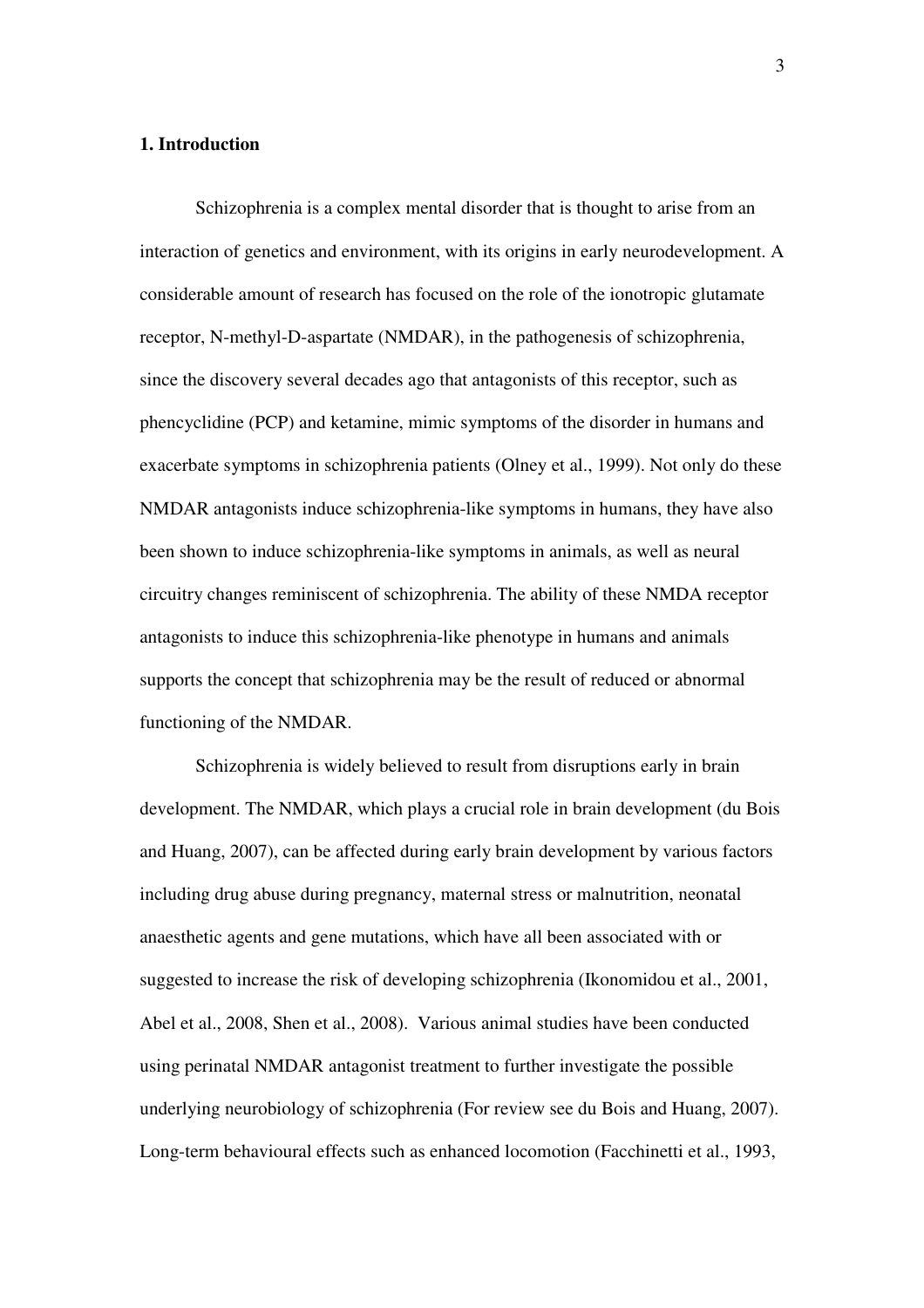## 1. Introduction

Schizophrenia is a complex mental disorder that is thought to arise from an interaction of genetics and environment, with its origins in early neurodevelopment. A considerable amount of research has focused on the role of the ionotropic glutamate receptor, N-methyl-D-aspartate (NMDAR), in the pathogenesis of schizophrenia, since the discovery several decades ago that antagonists of this receptor, such as phencyclidine (PCP) and ketamine, mimic symptoms of the disorder in humans and exacerbate symptoms in schizophrenia patients (Olney et al., 1999). Not only do these NMDAR antagonists induce schizophrenia-like symptoms in humans, they have also been shown to induce schizophrenia-like symptoms in animals, as well as neural circuitry changes reminiscent of schizophrenia. The ability of these NMDA receptor antagonists to induce this schizophrenia-like phenotype in humans and animals supports the concept that schizophrenia may be the result of reduced or abnormal functioning of the NMDAR.

Schizophrenia is widely believed to result from disruptions early in brain development. The NMDAR, which plays a crucial role in brain development (du Bois and Huang, 2007), can be affected during early brain development by various factors including drug abuse during pregnancy, maternal stress or malnutrition, neonatal anaesthetic agents and gene mutations, which have all been associated with or suggested to increase the risk of developing schizophrenia (Ikonomidou et al., 2001, Abel et al., 2008, Shen et al., 2008). Various animal studies have been conducted using perinatal NMDAR antagonist treatment to further investigate the possible underlying neurobiology of schizophrenia (For review see du Bois and Huang, 2007). Long-term behavioural effects such as enhanced locomotion (Facchinetti et al., 1993,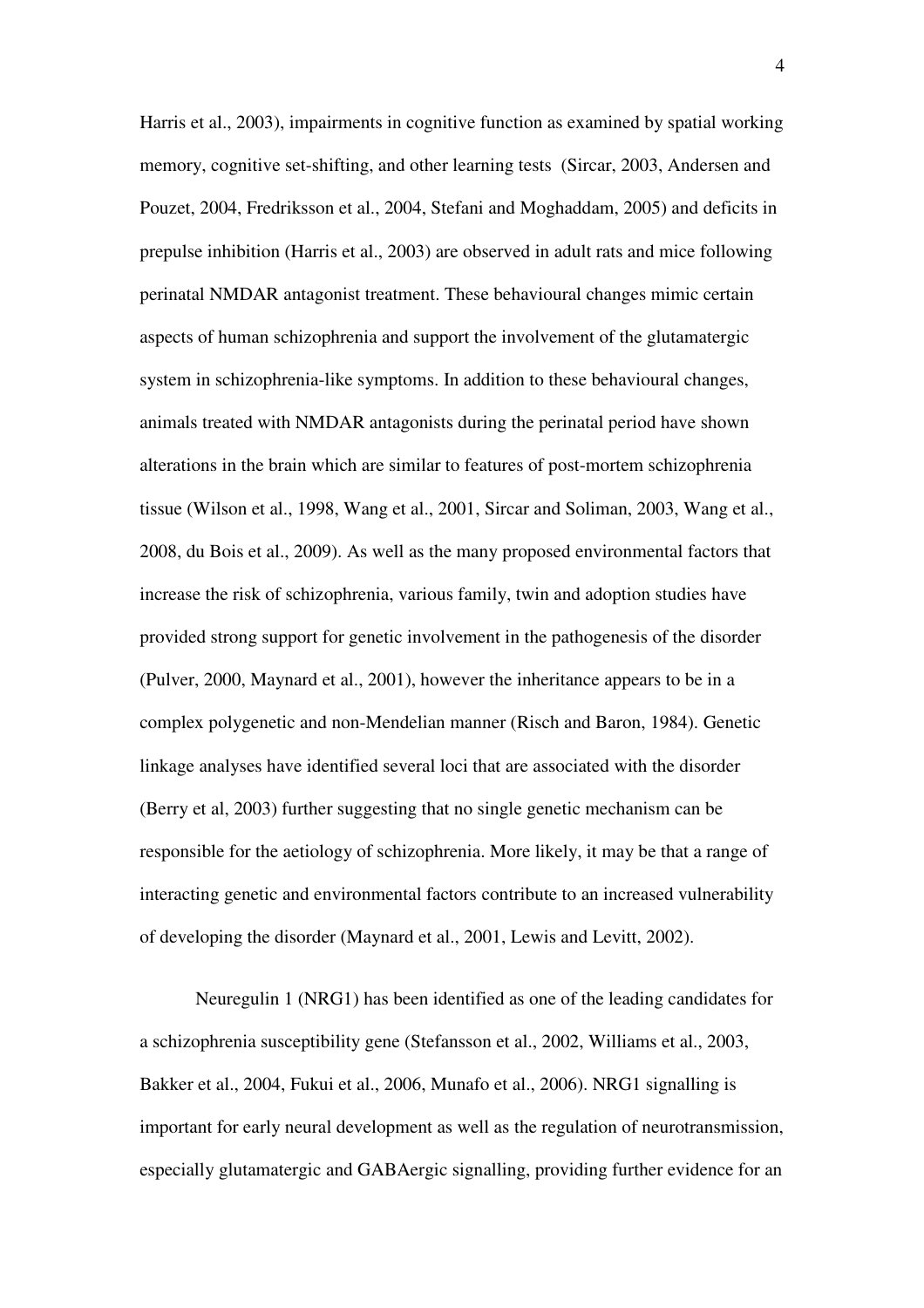Harris et al., 2003), impairments in cognitive function as examined by spatial working memory, cognitive set-shifting, and other learning tests (Sircar, 2003, Andersen and Pouzet, 2004, Fredriksson et al., 2004, Stefani and Moghaddam, 2005) and deficits in prepulse inhibition (Harris et al., 2003) are observed in adult rats and mice following perinatal NMDAR antagonist treatment. These behavioural changes mimic certain aspects of human schizophrenia and support the involvement of the glutamatergic system in schizophrenia-like symptoms. In addition to these behavioural changes, animals treated with NMDAR antagonists during the perinatal period have shown alterations in the brain which are similar to features of post-mortem schizophrenia tissue (Wilson et al., 1998, Wang et al., 2001, Sircar and Soliman, 2003, Wang et al., 2008, du Bois et al., 2009). As well as the many proposed environmental factors that increase the risk of schizophrenia, various family, twin and adoption studies have provided strong support for genetic involvement in the pathogenesis of the disorder (Pulver, 2000, Maynard et al., 2001), however the inheritance appears to be in a complex polygenetic and non-Mendelian manner (Risch and Baron, 1984). Genetic linkage analyses have identified several loci that are associated with the disorder (Berry et al, 2003) further suggesting that no single genetic mechanism can be responsible for the aetiology of schizophrenia. More likely, it may be that a range of interacting genetic and environmental factors contribute to an increased vulnerability of developing the disorder (Maynard et al., 2001, Lewis and Levitt, 2002).

Neuregulin 1 (NRG1) has been identified as one of the leading candidates for a schizophrenia susceptibility gene (Stefansson et al., 2002, Williams et al., 2003, Bakker et al., 2004, Fukui et al., 2006, Munafo et al., 2006). NRG1 signalling is important for early neural development as well as the regulation of neurotransmission, especially glutamatergic and GABAergic signalling, providing further evidence for an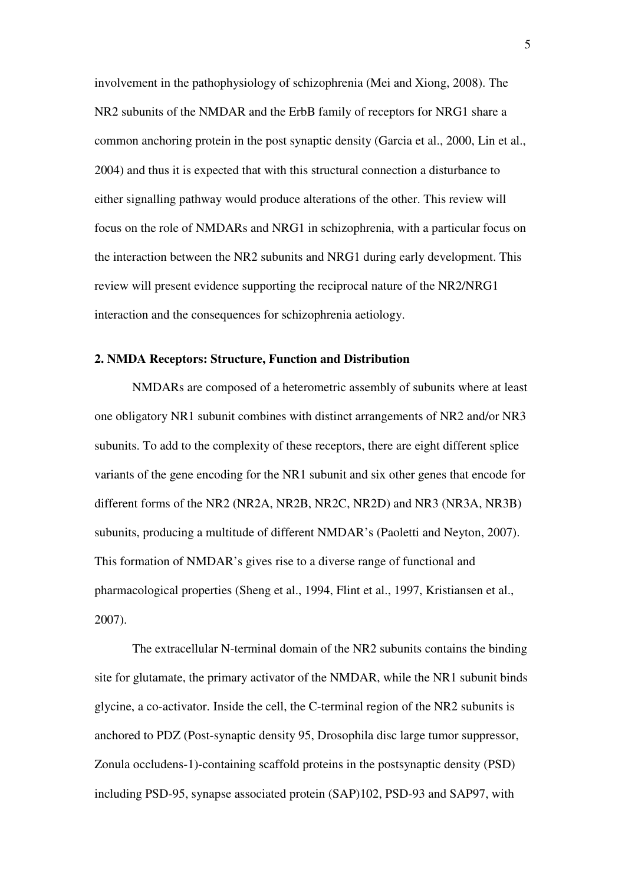involvement in the pathophysiology of schizophrenia (Mei and Xiong, 2008). The NR2 subunits of the NMDAR and the ErbB family of receptors for NRG1 share a common anchoring protein in the post synaptic density (Garcia et al., 2000, Lin et al., 2004) and thus it is expected that with this structural connection a disturbance to either signalling pathway would produce alterations of the other. This review will focus on the role of NMDARs and NRG1 in schizophrenia, with a particular focus on the interaction between the NR2 subunits and NRG1 during early development. This review will present evidence supporting the reciprocal nature of the NR2/NRG1 interaction and the consequences for schizophrenia aetiology.

## 2. NMDA Receptors: Structure, Function and Distribution

NMDARs are composed of a heterometric assembly of subunits where at least one obligatory NR1 subunit combines with distinct arrangements of NR2 and/or NR3 subunits. To add to the complexity of these receptors, there are eight different splice variants of the gene encoding for the NR1 subunit and six other genes that encode for different forms of the NR2 (NR2A, NR2B, NR2C, NR2D) and NR3 (NR3A, NR3B) subunits, producing a multitude of different NMDAR's (Paoletti and Neyton, 2007). This formation of NMDAR's gives rise to a diverse range of functional and pharmacological properties (Sheng et al., 1994, Flint et al., 1997, Kristiansen et al., 2007).

The extracellular N-terminal domain of the NR2 subunits contains the binding site for glutamate, the primary activator of the NMDAR, while the NR1 subunit binds glycine, a co-activator. Inside the cell, the C-terminal region of the NR2 subunits is anchored to PDZ (Post-synaptic density 95, Drosophila disc large tumor suppressor, Zonula occludens-1)-containing scaffold proteins in the postsynaptic density (PSD) including PSD-95, synapse associated protein (SAP)102, PSD-93 and SAP97, with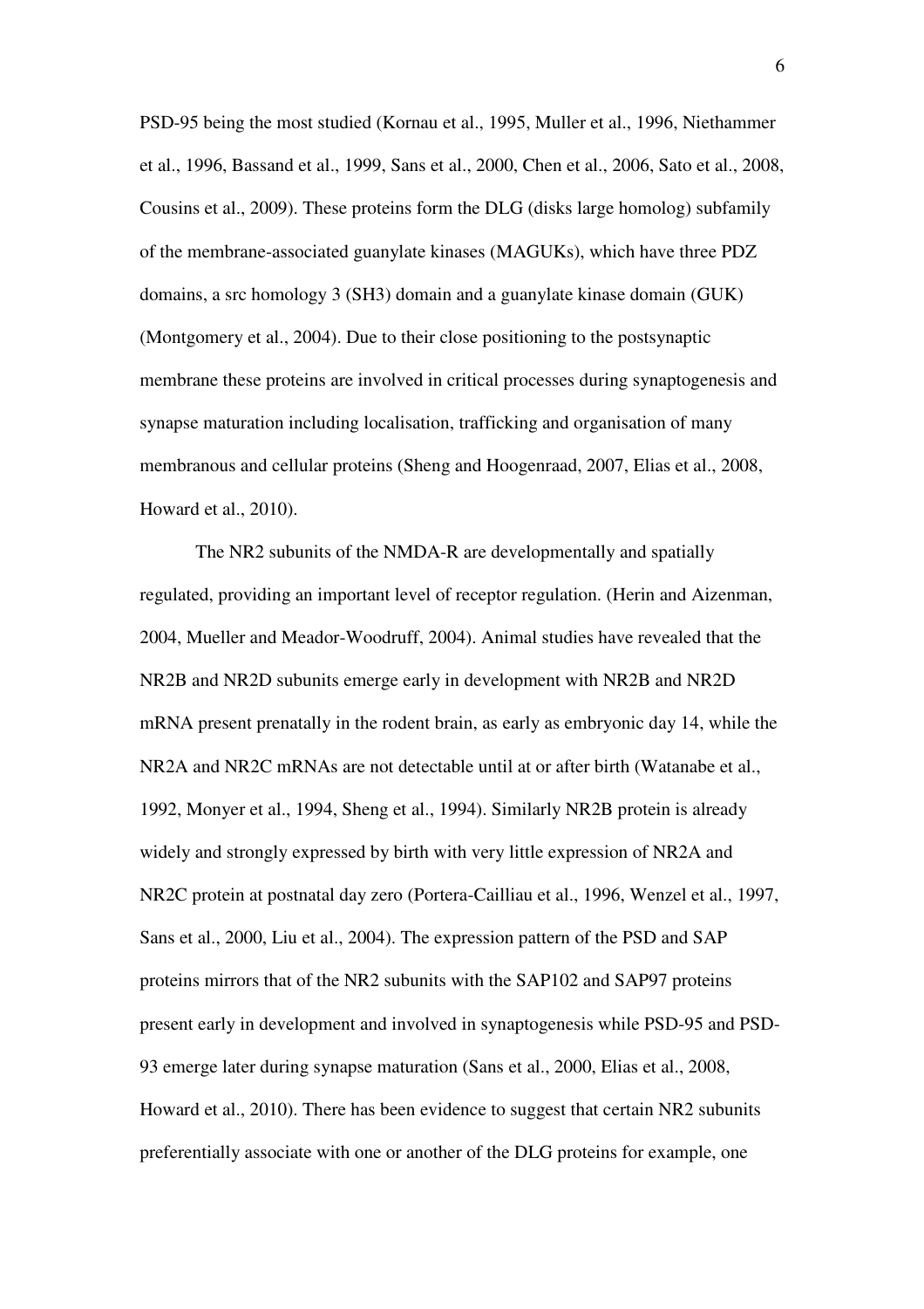PSD-95 being the most studied (Kornau et al., 1995, Muller et al., 1996, Niethammer et al., 1996, Bassand et al., 1999, Sans et al., 2000, Chen et al., 2006, Sato et al., 2008, Cousins et al., 2009). These proteins form the DLG (disks large homolog) subfamily of the membrane-associated guanylate kinases (MAGUKs), which have three PDZ domains, a src homology 3 (SH3) domain and a guanylate kinase domain (GUK) (Montgomery et al., 2004). Due to their close positioning to the postsynaptic membrane these proteins are involved in critical processes during synaptogenesis and synapse maturation including localisation, trafficking and organisation of many membranous and cellular proteins (Sheng and Hoogenraad, 2007, Elias et al., 2008, Howard et al., 2010).

The NR2 subunits of the NMDA-R are developmentally and spatially regulated, providing an important level of receptor regulation. (Herin and Aizenman, 2004, Mueller and Meador-Woodruff, 2004). Animal studies have revealed that the NR2B and NR2D subunits emerge early in development with NR2B and NR2D mRNA present prenatally in the rodent brain, as early as embryonic day 14, while the NR2A and NR2C mRNAs are not detectable until at or after birth (Watanabe et al., 1992, Monyer et al., 1994, Sheng et al., 1994). Similarly NR2B protein is already widely and strongly expressed by birth with very little expression of NR2A and NR2C protein at postnatal day zero (Portera-Cailliau et al., 1996, Wenzel et al., 1997, Sans et al., 2000, Liu et al., 2004). The expression pattern of the PSD and SAP proteins mirrors that of the NR2 subunits with the SAP102 and SAP97 proteins present early in development and involved in synaptogenesis while PSD-95 and PSD-93 emerge later during synapse maturation (Sans et al., 2000, Elias et al., 2008, Howard et al., 2010). There has been evidence to suggest that certain NR2 subunits preferentially associate with one or another of the DLG proteins for example, one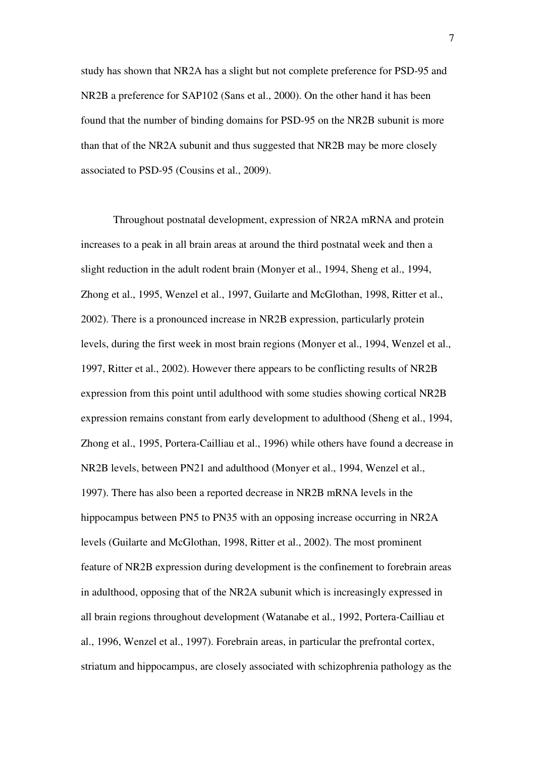study has shown that NR2A has a slight but not complete preference for PSD-95 and NR2B a preference for SAP102 (Sans et al., 2000). On the other hand it has been found that the number of binding domains for PSD-95 on the NR2B subunit is more than that of the NR2A subunit and thus suggested that NR2B may be more closely associated to PSD-95 (Cousins et al., 2009).

Throughout postnatal development, expression of NR2A mRNA and protein increases to a peak in all brain areas at around the third postnatal week and then a slight reduction in the adult rodent brain (Monyer et al., 1994, Sheng et al., 1994, Zhong et al., 1995, Wenzel et al., 1997, Guilarte and McGlothan, 1998, Ritter et al., 2002). There is a pronounced increase in NR2B expression, particularly protein levels, during the first week in most brain regions (Monyer et al., 1994, Wenzel et al., 1997, Ritter et al., 2002). However there appears to be conflicting results of NR2B expression from this point until adulthood with some studies showing cortical NR2B expression remains constant from early development to adulthood (Sheng et al., 1994, Zhong et al., 1995, Portera-Cailliau et al., 1996) while others have found a decrease in NR2B levels, between PN21 and adulthood (Monyer et al., 1994, Wenzel et al., 1997). There has also been a reported decrease in NR2B mRNA levels in the hippocampus between PN5 to PN35 with an opposing increase occurring in NR2A levels (Guilarte and McGlothan, 1998, Ritter et al., 2002). The most prominent feature of NR2B expression during development is the confinement to forebrain areas in adulthood, opposing that of the NR2A subunit which is increasingly expressed in all brain regions throughout development (Watanabe et al., 1992, Portera-Cailliau et al., 1996, Wenzel et al., 1997). Forebrain areas, in particular the prefrontal cortex, striatum and hippocampus, are closely associated with schizophrenia pathology as the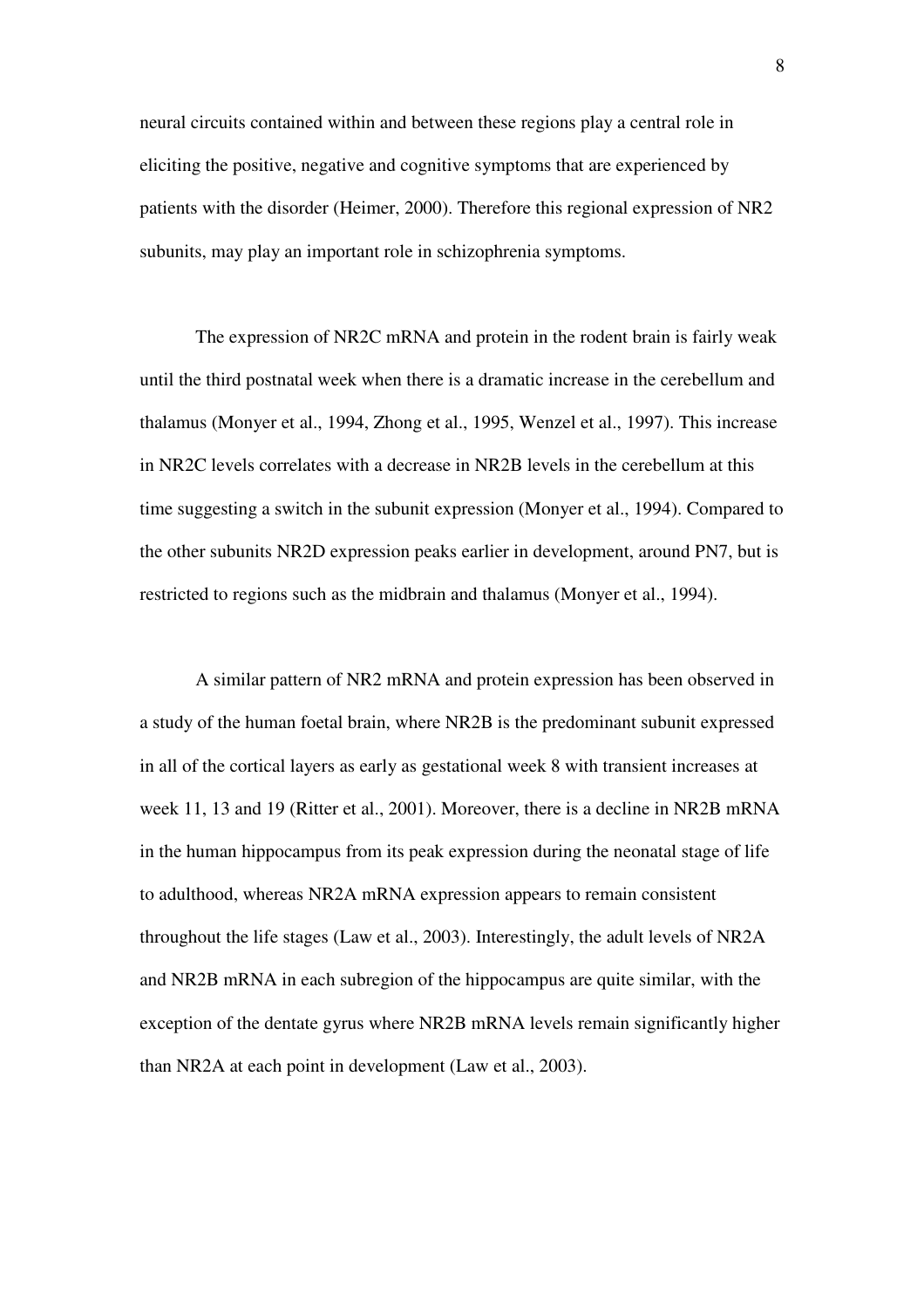neural circuits contained within and between these regions play a central role in eliciting the positive, negative and cognitive symptoms that are experienced by patients with the disorder (Heimer, 2000). Therefore this regional expression of NR2 subunits, may play an important role in schizophrenia symptoms.

The expression of NR2C mRNA and protein in the rodent brain is fairly weak until the third postnatal week when there is a dramatic increase in the cerebellum and thalamus (Monyer et al., 1994, Zhong et al., 1995, Wenzel et al., 1997). This increase in NR2C levels correlates with a decrease in NR2B levels in the cerebellum at this time suggesting a switch in the subunit expression (Monyer et al., 1994). Compared to the other subunits NR2D expression peaks earlier in development, around PN7, but is restricted to regions such as the midbrain and thalamus (Monyer et al., 1994).

A similar pattern of NR2 mRNA and protein expression has been observed in a study of the human foetal brain, where NR2B is the predominant subunit expressed in all of the cortical layers as early as gestational week 8 with transient increases at week 11, 13 and 19 (Ritter et al., 2001). Moreover, there is a decline in NR2B mRNA in the human hippocampus from its peak expression during the neonatal stage of life to adulthood, whereas NR2A mRNA expression appears to remain consistent throughout the life stages (Law et al., 2003). Interestingly, the adult levels of NR2A and NR2B mRNA in each subregion of the hippocampus are quite similar, with the exception of the dentate gyrus where NR2B mRNA levels remain significantly higher than NR2A at each point in development (Law et al., 2003).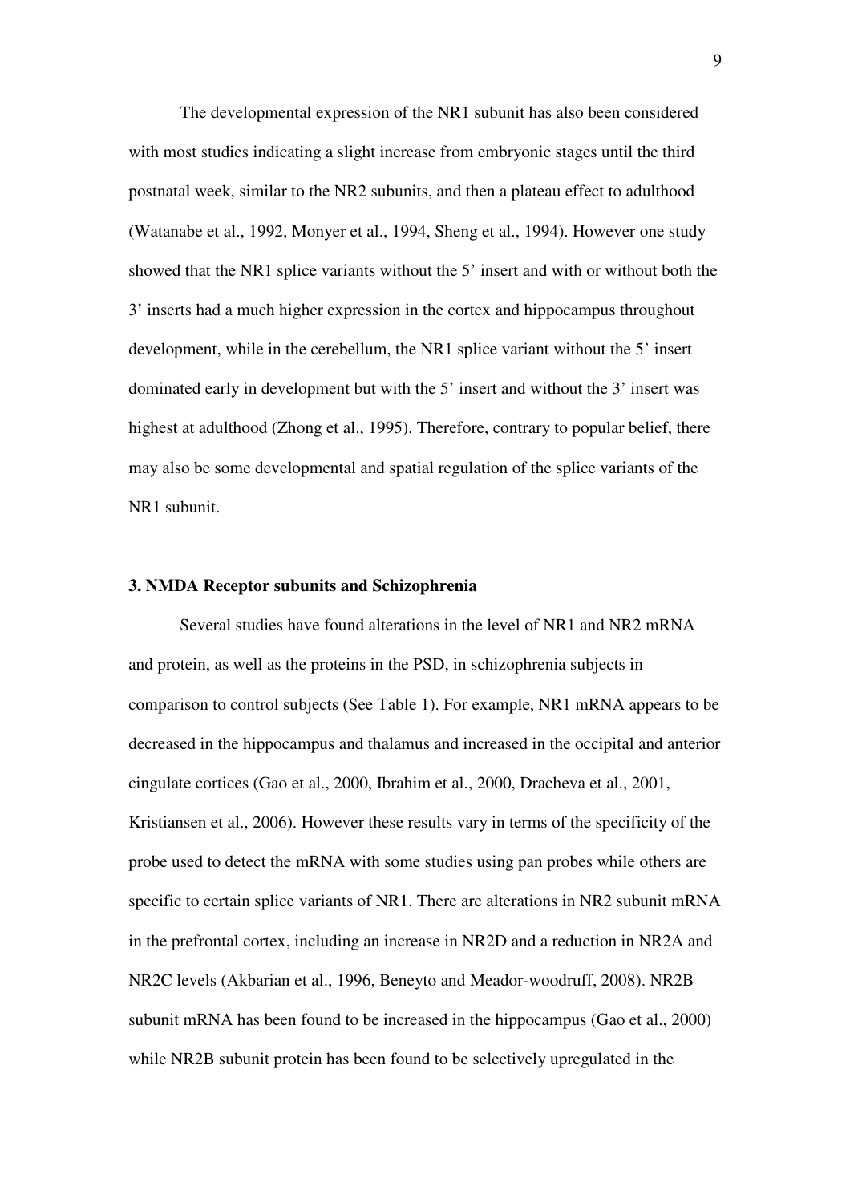The developmental expression of the NR1 subunit has also been considered with most studies indicating a slight increase from embryonic stages until the third postnatal week, similar to the NR2 subunits, and then a plateau effect to adulthood (Watanabe et al., 1992, Monyer et al., 1994, Sheng et al., 1994). However one study showed that the NR1 splice variants without the 5' insert and with or without both the 3' inserts had a much higher expression in the cortex and hippocampus throughout development, while in the cerebellum, the NR1 splice variant without the 5' insert dominated early in development but with the 5' insert and without the 3' insert was highest at adulthood (Zhong et al., 1995). Therefore, contrary to popular belief, there may also be some developmental and spatial regulation of the splice variants of the NR1 subunit.

## 3. NMDA Receptor subunits and Schizophrenia

Several studies have found alterations in the level of NR1 and NR2 mRNA and protein, as well as the proteins in the PSD, in schizophrenia subjects in comparison to control subjects (See Table 1). For example, NR1 mRNA appears to be decreased in the hippocampus and thalamus and increased in the occipital and anterior cingulate cortices (Gao et al., 2000, Ibrahim et al., 2000, Dracheva et al., 2001, Kristiansen et al., 2006). However these results vary in terms of the specificity of the probe used to detect the mRNA with some studies using pan probes while others are specific to certain splice variants of NR1. There are alterations in NR2 subunit mRNA in the prefrontal cortex, including an increase in NR2D and a reduction in NR2A and NR2C levels (Akbarian et al., 1996, Beneyto and Meador-woodruff, 2008). NR2B subunit mRNA has been found to be increased in the hippocampus (Gao et al., 2000) while NR2B subunit protein has been found to be selectively upregulated in the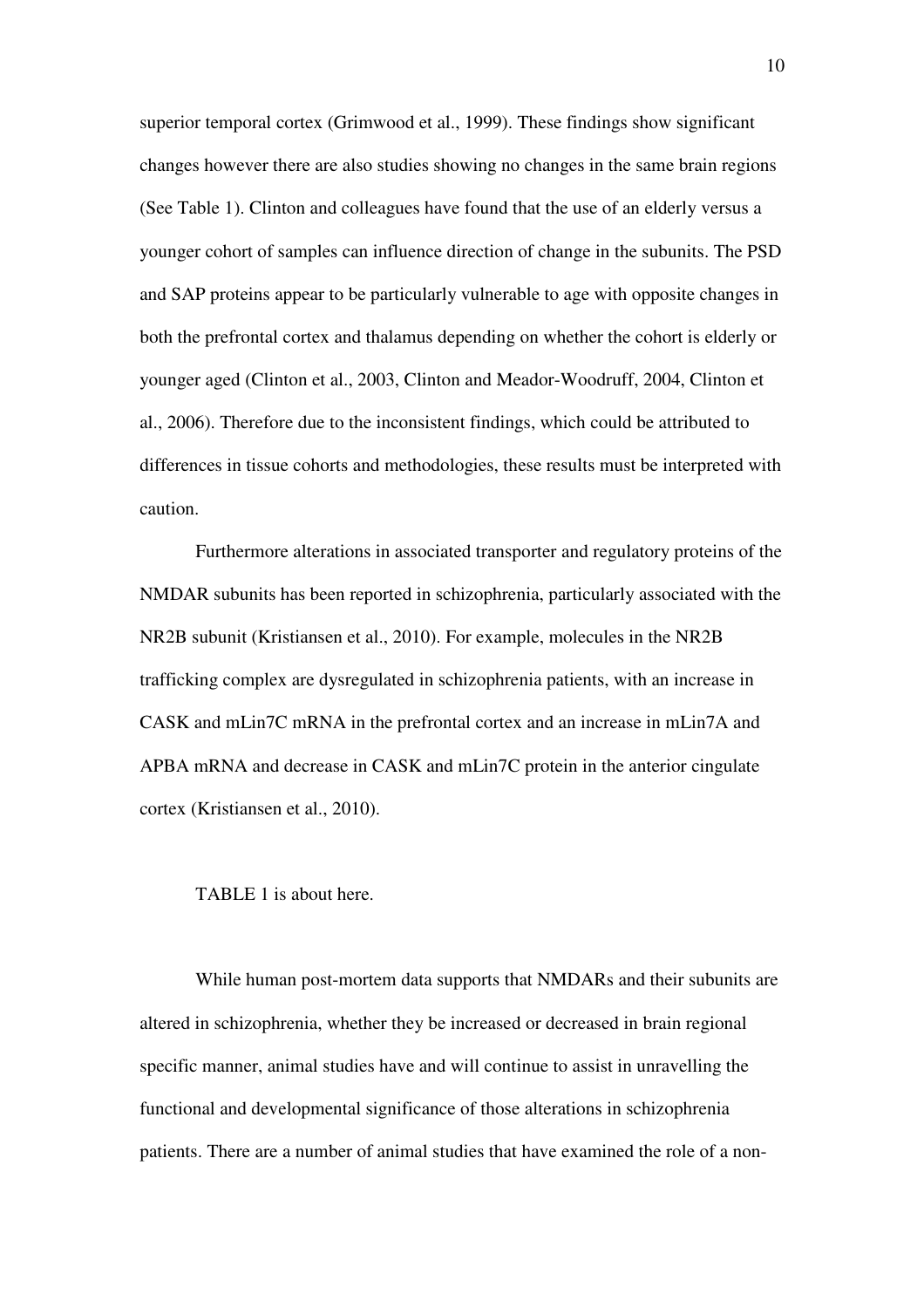superior temporal cortex (Grimwood et al., 1999). These findings show significant changes however there are also studies showing no changes in the same brain regions (See Table 1). Clinton and colleagues have found that the use of an elderly versus a younger cohort of samples can influence direction of change in the subunits. The PSD and SAP proteins appear to be particularly vulnerable to age with opposite changes in both the prefrontal cortex and thalamus depending on whether the cohort is elderly or younger aged (Clinton et al., 2003, Clinton and Meador-Woodruff, 2004, Clinton et al., 2006). Therefore due to the inconsistent findings, which could be attributed to differences in tissue cohorts and methodologies, these results must be interpreted with caution.

Furthermore alterations in associated transporter and regulatory proteins of the NMDAR subunits has been reported in schizophrenia, particularly associated with the NR2B subunit (Kristiansen et al., 2010). For example, molecules in the NR2B trafficking complex are dysregulated in schizophrenia patients, with an increase in CASK and mLin7C mRNA in the prefrontal cortex and an increase in mLin7A and APBA mRNA and decrease in CASK and mLin7C protein in the anterior cingulate cortex (Kristiansen et al., 2010).

TABLE 1 is about here.

While human post-mortem data supports that NMDARs and their subunits are altered in schizophrenia, whether they be increased or decreased in brain regional specific manner, animal studies have and will continue to assist in unravelling the functional and developmental significance of those alterations in schizophrenia patients. There are a number of animal studies that have examined the role of a non-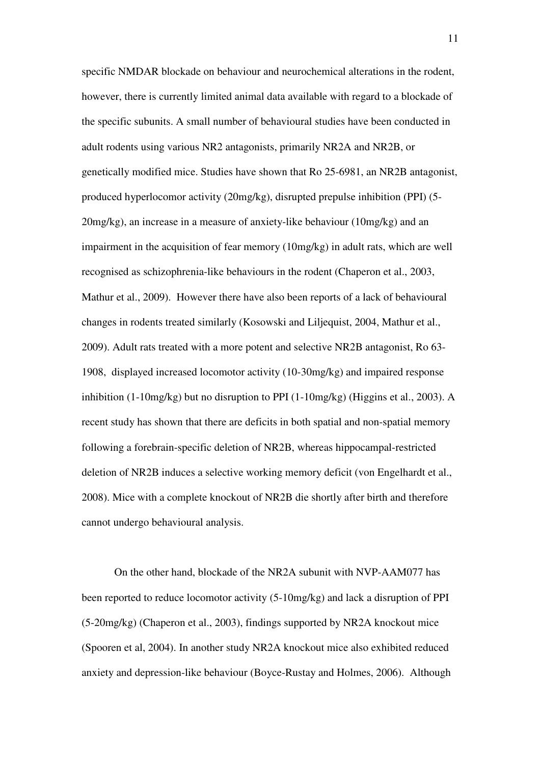specific NMDAR blockade on behaviour and neurochemical alterations in the rodent, however, there is currently limited animal data available with regard to a blockade of the specific subunits. A small number of behavioural studies have been conducted in adult rodents using various NR2 antagonists, primarily NR2A and NR2B, or genetically modified mice. Studies have shown that Ro 25-6981, an NR2B antagonist, produced hyperlocomor activity (20mg/kg), disrupted prepulse inhibition (PPI) (5-20mg/kg), an increase in a measure of anxiety-like behaviour (10mg/kg) and an impairment in the acquisition of fear memory (10mg/kg) in adult rats, which are well recognised as schizophrenia-like behaviours in the rodent (Chaperon et al., 2003, Mathur et al., 2009). However there have also been reports of a lack of behavioural changes in rodents treated similarly (Kosowski and Liljequist, 2004, Mathur et al., 2009). Adult rats treated with a more potent and selective NR2B antagonist, Ro 63-1908, displayed increased locomotor activity (10-30mg/kg) and impaired response inhibition (1-10mg/kg) but no disruption to PPI (1-10mg/kg) (Higgins et al., 2003). A recent study has shown that there are deficits in both spatial and non-spatial memory following a forebrain-specific deletion of NR2B, whereas hippocampal-restricted deletion of NR2B induces a selective working memory deficit (von Engelhardt et al., 2008). Mice with a complete knockout of NR2B die shortly after birth and therefore cannot undergo behavioural analysis.

On the other hand, blockade of the NR2A subunit with NVP-AAM077 has been reported to reduce locomotor activity (5-10mg/kg) and lack a disruption of PPI (5-20mg/kg) (Chaperon et al., 2003), findings supported by NR2A knockout mice (Spooren et al, 2004). In another study NR2A knockout mice also exhibited reduced anxiety and depression-like behaviour (Boyce-Rustay and Holmes, 2006). Although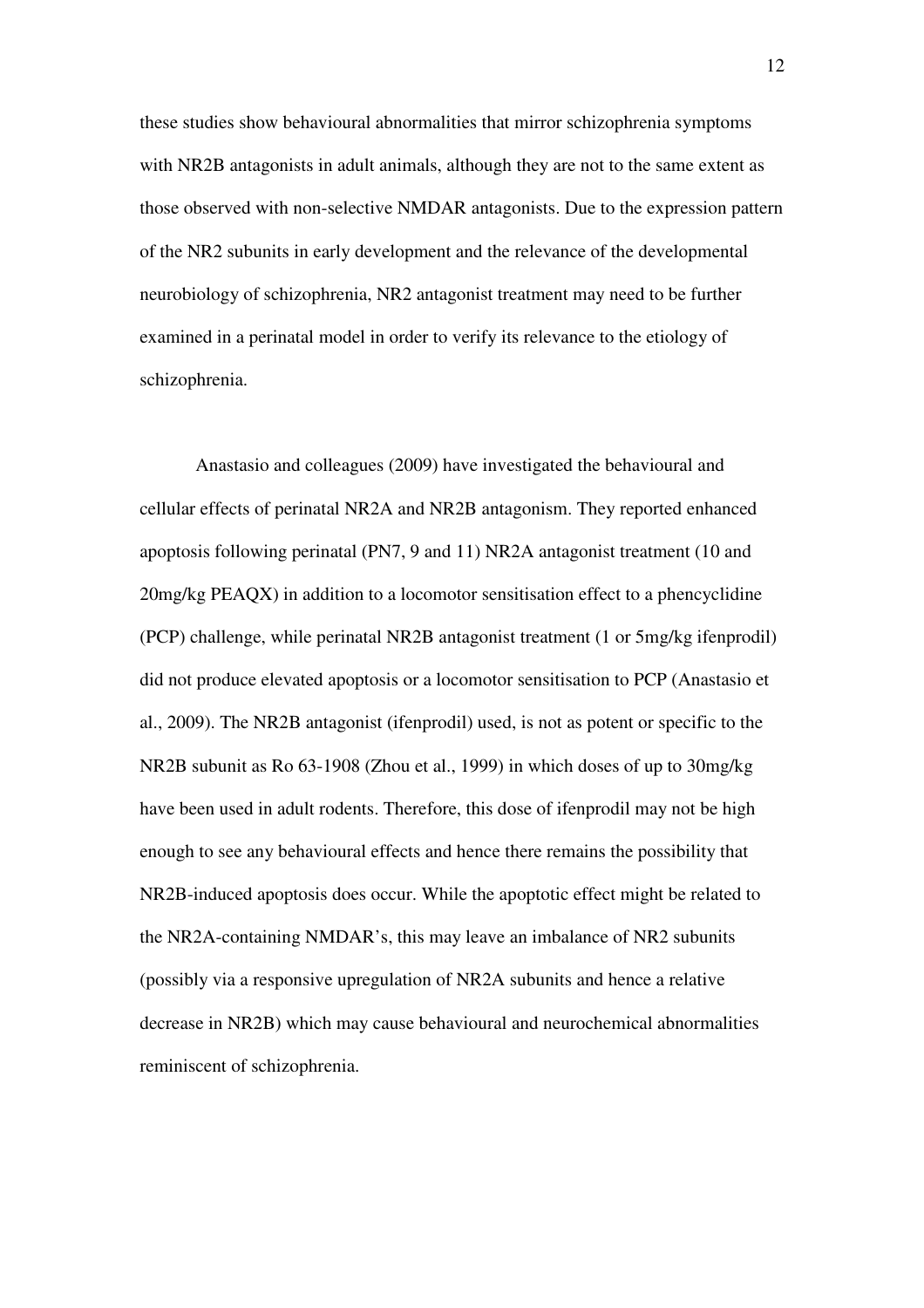these studies show behavioural abnormalities that mirror schizophrenia symptoms with NR2B antagonists in adult animals, although they are not to the same extent as those observed with non-selective NMDAR antagonists. Due to the expression pattern of the NR2 subunits in early development and the relevance of the developmental neurobiology of schizophrenia, NR2 antagonist treatment may need to be further examined in a perinatal model in order to verify its relevance to the etiology of schizophrenia.

Anastasio and colleagues (2009) have investigated the behavioural and cellular effects of perinatal NR2A and NR2B antagonism. They reported enhanced apoptosis following perinatal (PN7, 9 and 11) NR2A antagonist treatment (10 and 20mg/kg PEAQX) in addition to a locomotor sensitisation effect to a phencyclidine (PCP) challenge, while perinatal NR2B antagonist treatment (1 or 5mg/kg ifenprodil) did not produce elevated apoptosis or a locomotor sensitisation to PCP (Anastasio et al., 2009). The NR2B antagonist (ifenprodil) used, is not as potent or specific to the NR2B subunit as Ro 63-1908 (Zhou et al., 1999) in which doses of up to 30mg/kg have been used in adult rodents. Therefore, this dose of ifenprodil may not be high enough to see any behavioural effects and hence there remains the possibility that NR2B-induced apoptosis does occur. While the apoptotic effect might be related to the NR2A-containing NMDAR's, this may leave an imbalance of NR2 subunits (possibly via a responsive upregulation of NR2A subunits and hence a relative decrease in NR2B) which may cause behavioural and neurochemical abnormalities reminiscent of schizophrenia.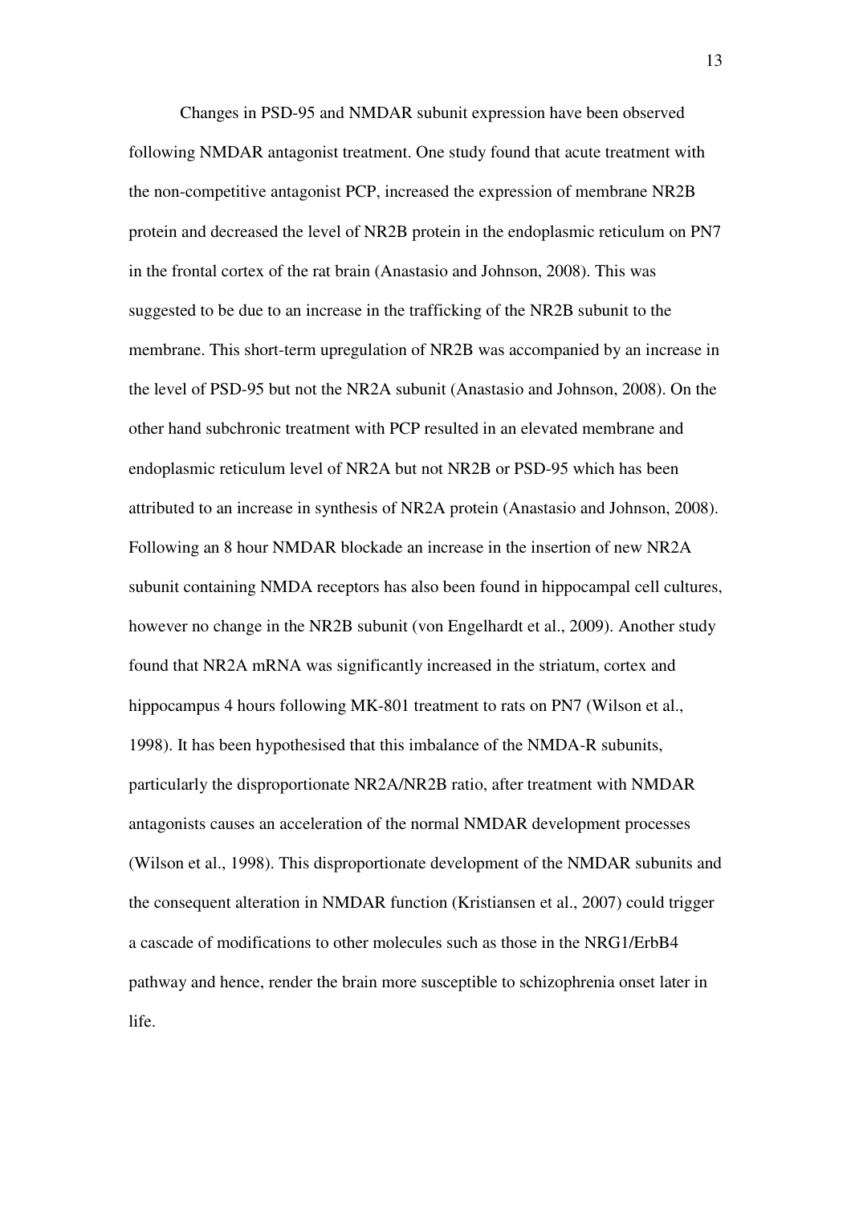Changes in PSD-95 and NMDAR subunit expression have been observed following NMDAR antagonist treatment. One study found that acute treatment with the non-competitive antagonist PCP, increased the expression of membrane NR2B protein and decreased the level of NR2B protein in the endoplasmic reticulum on PN7 in the frontal cortex of the rat brain (Anastasio and Johnson, 2008). This was suggested to be due to an increase in the trafficking of the NR2B subunit to the membrane. This short-term upregulation of NR2B was accompanied by an increase in the level of PSD-95 but not the NR2A subunit (Anastasio and Johnson, 2008). On the other hand subchronic treatment with PCP resulted in an elevated membrane and endoplasmic reticulum level of NR2A but not NR2B or PSD-95 which has been attributed to an increase in synthesis of NR2A protein (Anastasio and Johnson, 2008). Following an 8 hour NMDAR blockade an increase in the insertion of new NR2A subunit containing NMDA receptors has also been found in hippocampal cell cultures, however no change in the NR2B subunit (von Engelhardt et al., 2009). Another study found that NR2A mRNA was significantly increased in the striatum, cortex and hippocampus 4 hours following MK-801 treatment to rats on PN7 (Wilson et al., 1998). It has been hypothesised that this imbalance of the NMDA-R subunits, particularly the disproportionate NR2A/NR2B ratio, after treatment with NMDAR antagonists causes an acceleration of the normal NMDAR development processes (Wilson et al., 1998). This disproportionate development of the NMDAR subunits and the consequent alteration in NMDAR function (Kristiansen et al., 2007) could trigger a cascade of modifications to other molecules such as those in the NRG1/ErbB4 pathway and hence, render the brain more susceptible to schizophrenia onset later in life.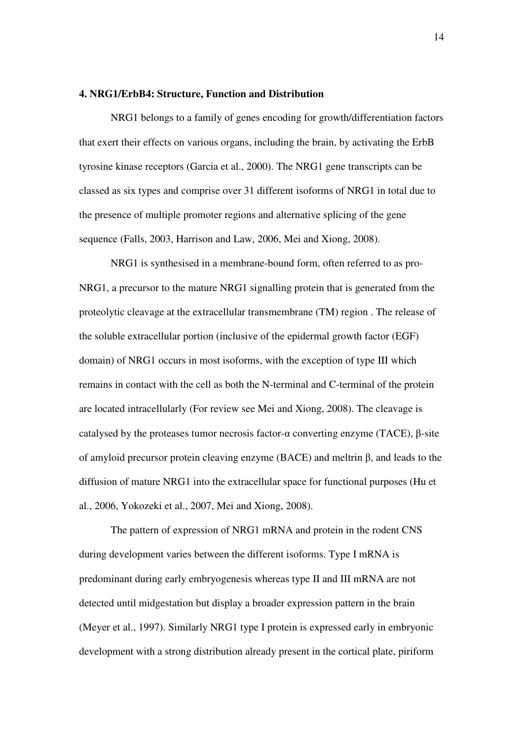**4. NRG1/ErbB4: Structure, Function and Distribution**

NRG1 belongs to a family of genes encoding for growth/differentiation factors that exert their effects on various organs, including the brain, by activating the ErbB tyrosine kinase receptors (Garcia et al., 2000). The NRG1 gene transcripts can be classed as six types and comprise over 31 different isoforms of NRG1 in total due to the presence of multiple promoter regions and alternative splicing of the gene sequence (Falls, 2003, Harrison and Law, 2006, Mei and Xiong, 2008).

NRG1 is synthesised in a membrane-bound form, often referred to as pro-NRG1, a precursor to the mature NRG1 signalling protein that is generated from the proteolytic cleavage at the extracellular transmembrane (TM) region . The release of the soluble extracellular portion (inclusive of the epidermal growth factor (EGF) domain) of NRG1 occurs in most isoforms, with the exception of type III which remains in contact with the cell as both the N-terminal and C-terminal of the protein are located intracellularly (For review see Mei and Xiong, 2008). The cleavage is catalysed by the proteases tumor necrosis factor-α converting enzyme (TACE), β-site of amyloid precursor protein cleaving enzyme (BACE) and meltrin β, and leads to the diffusion of mature NRG1 into the extracellular space for functional purposes (Hu et al., 2006, Yokozeki et al., 2007, Mei and Xiong, 2008).

The pattern of expression of NRG1 mRNA and protein in the rodent CNS during development varies between the different isoforms. Type I mRNA is predominant during early embryogenesis whereas type II and III mRNA are not detected until midgestation but display a broader expression pattern in the brain (Meyer et al., 1997). Similarly NRG1 type I protein is expressed early in embryonic development with a strong distribution already present in the cortical plate, piriform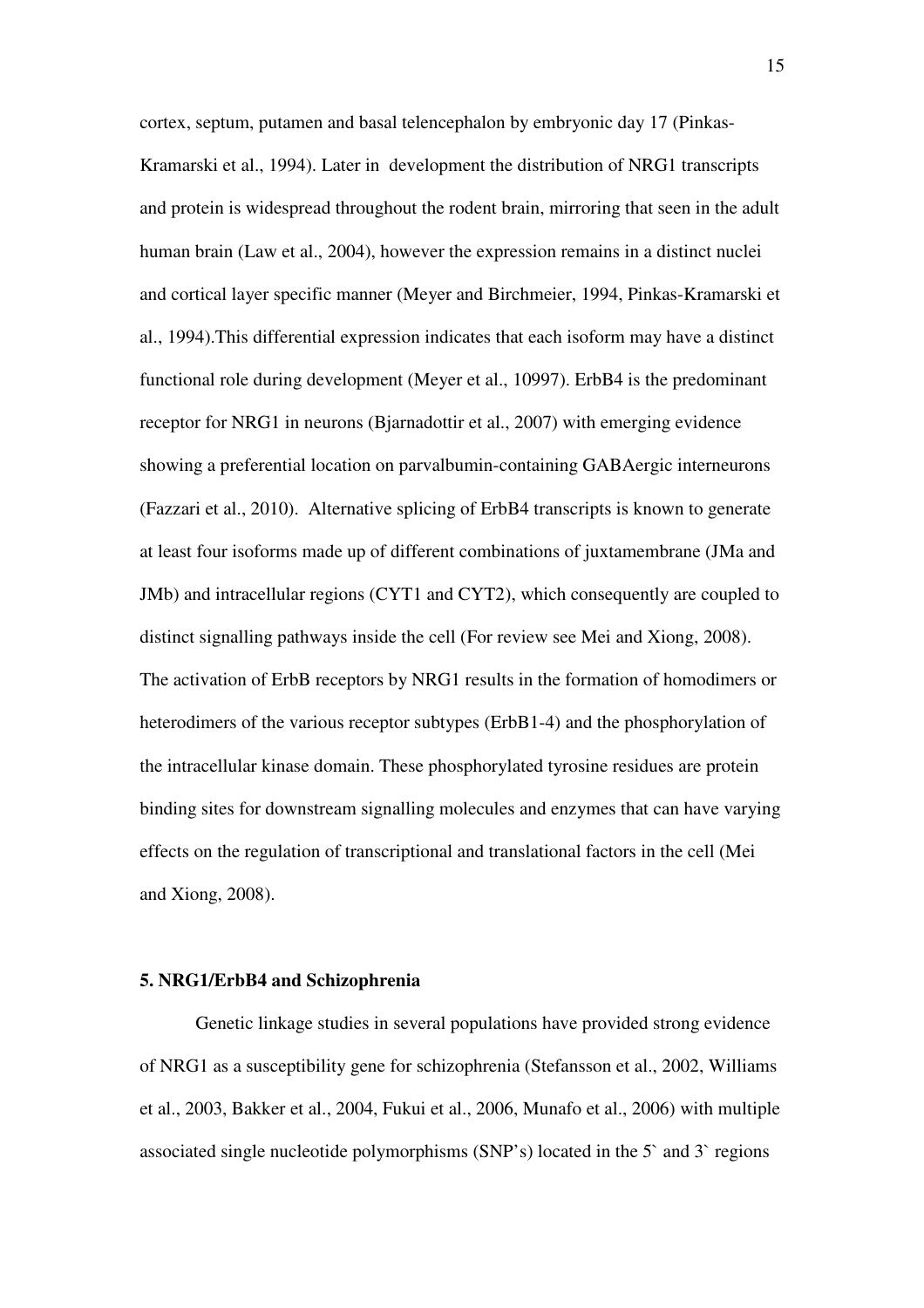cortex, septum, putamen and basal telencephalon by embryonic day 17 (Pinkas-Kramarski et al., 1994). Later in development the distribution of NRG1 transcripts and protein is widespread throughout the rodent brain, mirroring that seen in the adult human brain (Law et al., 2004), however the expression remains in a distinct nuclei and cortical layer specific manner (Meyer and Birchmeier, 1994, Pinkas-Kramarski et al., 1994).This differential expression indicates that each isoform may have a distinct functional role during development (Meyer et al., 10997). ErbB4 is the predominant receptor for NRG1 in neurons (Bjarnadottir et al., 2007) with emerging evidence showing a preferential location on parvalbumin-containing GABAergic interneurons (Fazzari et al., 2010). Alternative splicing of ErbB4 transcripts is known to generate at least four isoforms made up of different combinations of juxtamembrane (JMa and JMb) and intracellular regions (CYT1 and CYT2), which consequently are coupled to distinct signalling pathways inside the cell (For review see Mei and Xiong, 2008). The activation of ErbB receptors by NRG1 results in the formation of homodimers or heterodimers of the various receptor subtypes (ErbB1-4) and the phosphorylation of the intracellular kinase domain. These phosphorylated tyrosine residues are protein binding sites for downstream signalling molecules and enzymes that can have varying effects on the regulation of transcriptional and translational factors in the cell (Mei and Xiong, 2008).

**5. NRG1/ErbB4 and Schizophrenia**

Genetic linkage studies in several populations have provided strong evidence of NRG1 as a susceptibility gene for schizophrenia (Stefansson et al., 2002, Williams et al., 2003, Bakker et al., 2004, Fukui et al., 2006, Munafo et al., 2006) with multiple associated single nucleotide polymorphisms (SNP's) located in the 5` and 3` regions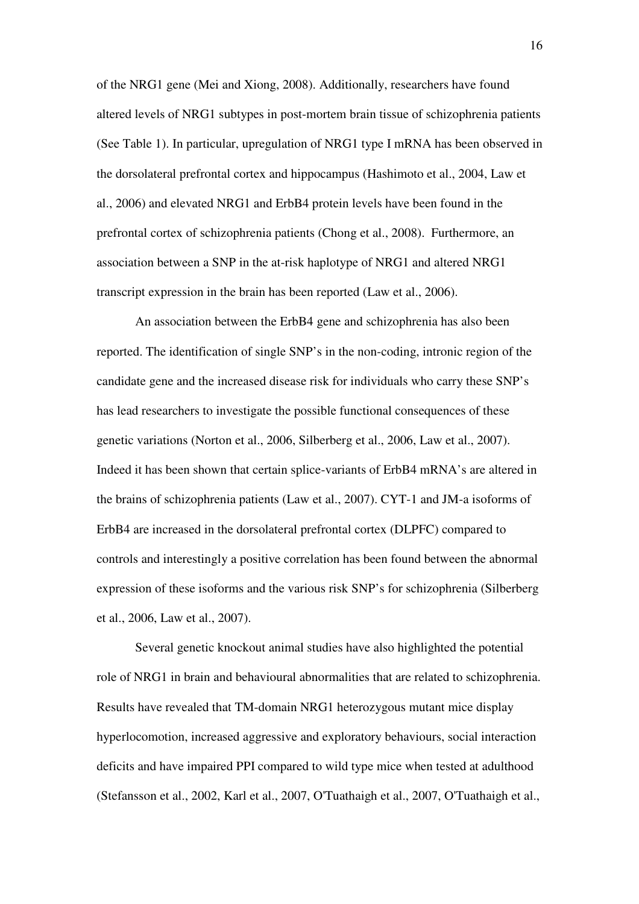of the NRG1 gene (Mei and Xiong, 2008). Additionally, researchers have found altered levels of NRG1 subtypes in post-mortem brain tissue of schizophrenia patients (See Table 1). In particular, upregulation of NRG1 type I mRNA has been observed in the dorsolateral prefrontal cortex and hippocampus (Hashimoto et al., 2004, Law et al., 2006) and elevated NRG1 and ErbB4 protein levels have been found in the prefrontal cortex of schizophrenia patients (Chong et al., 2008). Furthermore, an association between a SNP in the at-risk haplotype of NRG1 and altered NRG1 transcript expression in the brain has been reported (Law et al., 2006).

An association between the ErbB4 gene and schizophrenia has also been reported. The identification of single SNP's in the non-coding, intronic region of the candidate gene and the increased disease risk for individuals who carry these SNP's has lead researchers to investigate the possible functional consequences of these genetic variations (Norton et al., 2006, Silberberg et al., 2006, Law et al., 2007). Indeed it has been shown that certain splice-variants of ErbB4 mRNA's are altered in the brains of schizophrenia patients (Law et al., 2007). CYT-1 and JM-a isoforms of ErbB4 are increased in the dorsolateral prefrontal cortex (DLPFC) compared to controls and interestingly a positive correlation has been found between the abnormal expression of these isoforms and the various risk SNP's for schizophrenia (Silberberg et al., 2006, Law et al., 2007).

Several genetic knockout animal studies have also highlighted the potential role of NRG1 in brain and behavioural abnormalities that are related to schizophrenia. Results have revealed that TM-domain NRG1 heterozygous mutant mice display hyperlocomotion, increased aggressive and exploratory behaviours, social interaction deficits and have impaired PPI compared to wild type mice when tested at adulthood (Stefansson et al., 2002, Karl et al., 2007, O'Tuathaigh et al., 2007, O'Tuathaigh et al.,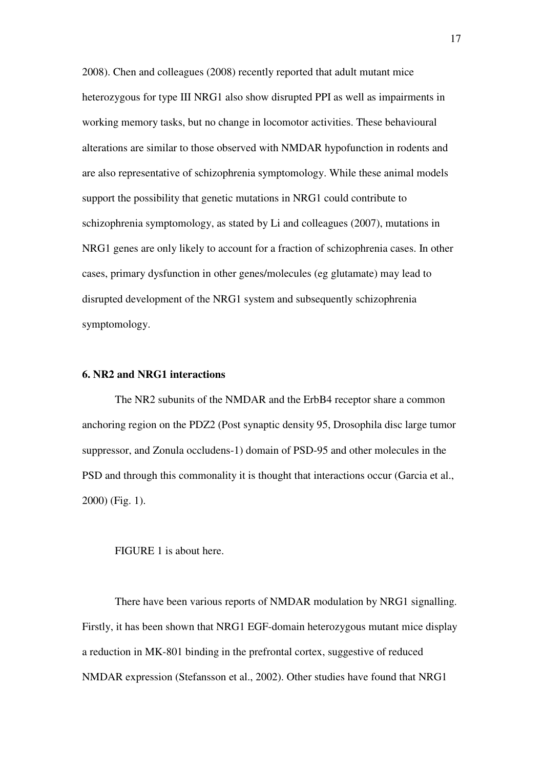2008). Chen and colleagues (2008) recently reported that adult mutant mice heterozygous for type III NRG1 also show disrupted PPI as well as impairments in working memory tasks, but no change in locomotor activities. These behavioural alterations are similar to those observed with NMDAR hypofunction in rodents and are also representative of schizophrenia symptomology. While these animal models support the possibility that genetic mutations in NRG1 could contribute to schizophrenia symptomology, as stated by Li and colleagues (2007), mutations in NRG1 genes are only likely to account for a fraction of schizophrenia cases. In other cases, primary dysfunction in other genes/molecules (eg glutamate) may lead to disrupted development of the NRG1 system and subsequently schizophrenia symptomology.

## 6. NR2 and NRG1 interactions

The NR2 subunits of the NMDAR and the ErbB4 receptor share a common anchoring region on the PDZ2 (Post synaptic density 95, Drosophila disc large tumor suppressor, and Zonula occludens-1) domain of PSD-95 and other molecules in the PSD and through this commonality it is thought that interactions occur (Garcia et al., 2000) (Fig. 1).

FIGURE 1 is about here.

There have been various reports of NMDAR modulation by NRG1 signalling. Firstly, it has been shown that NRG1 EGF-domain heterozygous mutant mice display a reduction in MK-801 binding in the prefrontal cortex, suggestive of reduced NMDAR expression (Stefansson et al., 2002). Other studies have found that NRG1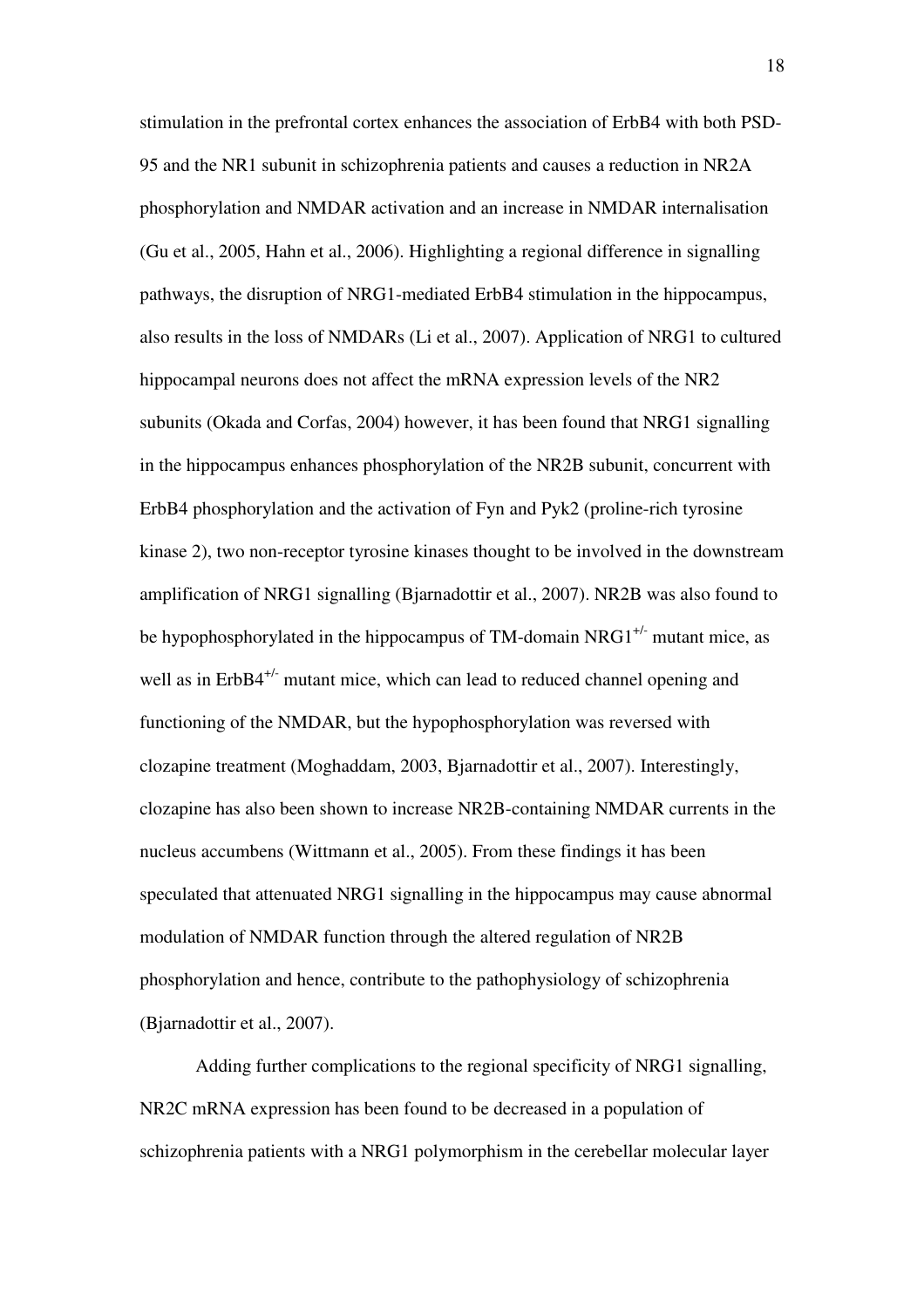stimulation in the prefrontal cortex enhances the association of ErbB4 with both PSD-95 and the NR1 subunit in schizophrenia patients and causes a reduction in NR2A phosphorylation and NMDAR activation and an increase in NMDAR internalisation (Gu et al., 2005, Hahn et al., 2006). Highlighting a regional difference in signalling pathways, the disruption of NRG1-mediated ErbB4 stimulation in the hippocampus, also results in the loss of NMDARs (Li et al., 2007). Application of NRG1 to cultured hippocampal neurons does not affect the mRNA expression levels of the NR2 subunits (Okada and Corfas, 2004) however, it has been found that NRG1 signalling in the hippocampus enhances phosphorylation of the NR2B subunit, concurrent with ErbB4 phosphorylation and the activation of Fyn and Pyk2 (proline-rich tyrosine kinase 2), two non-receptor tyrosine kinases thought to be involved in the downstream amplification of NRG1 signalling (Bjarnadottir et al., 2007). NR2B was also found to be hypophosphorylated in the hippocampus of TM-domain $NRG1^{+/-}$ mutant mice, as well as in $ErbB4^{+/-}$ mutant mice, which can lead to reduced channel opening and functioning of the NMDAR, but the hypophosphorylation was reversed with clozapine treatment (Moghaddam, 2003, Bjarnadottir et al., 2007). Interestingly, clozapine has also been shown to increase NR2B-containing NMDAR currents in the nucleus accumbens (Wittmann et al., 2005). From these findings it has been speculated that attenuated NRG1 signalling in the hippocampus may cause abnormal modulation of NMDAR function through the altered regulation of NR2B phosphorylation and hence, contribute to the pathophysiology of schizophrenia (Bjarnadottir et al., 2007).

Adding further complications to the regional specificity of NRG1 signalling, NR2C mRNA expression has been found to be decreased in a population of schizophrenia patients with a NRG1 polymorphism in the cerebellar molecular layer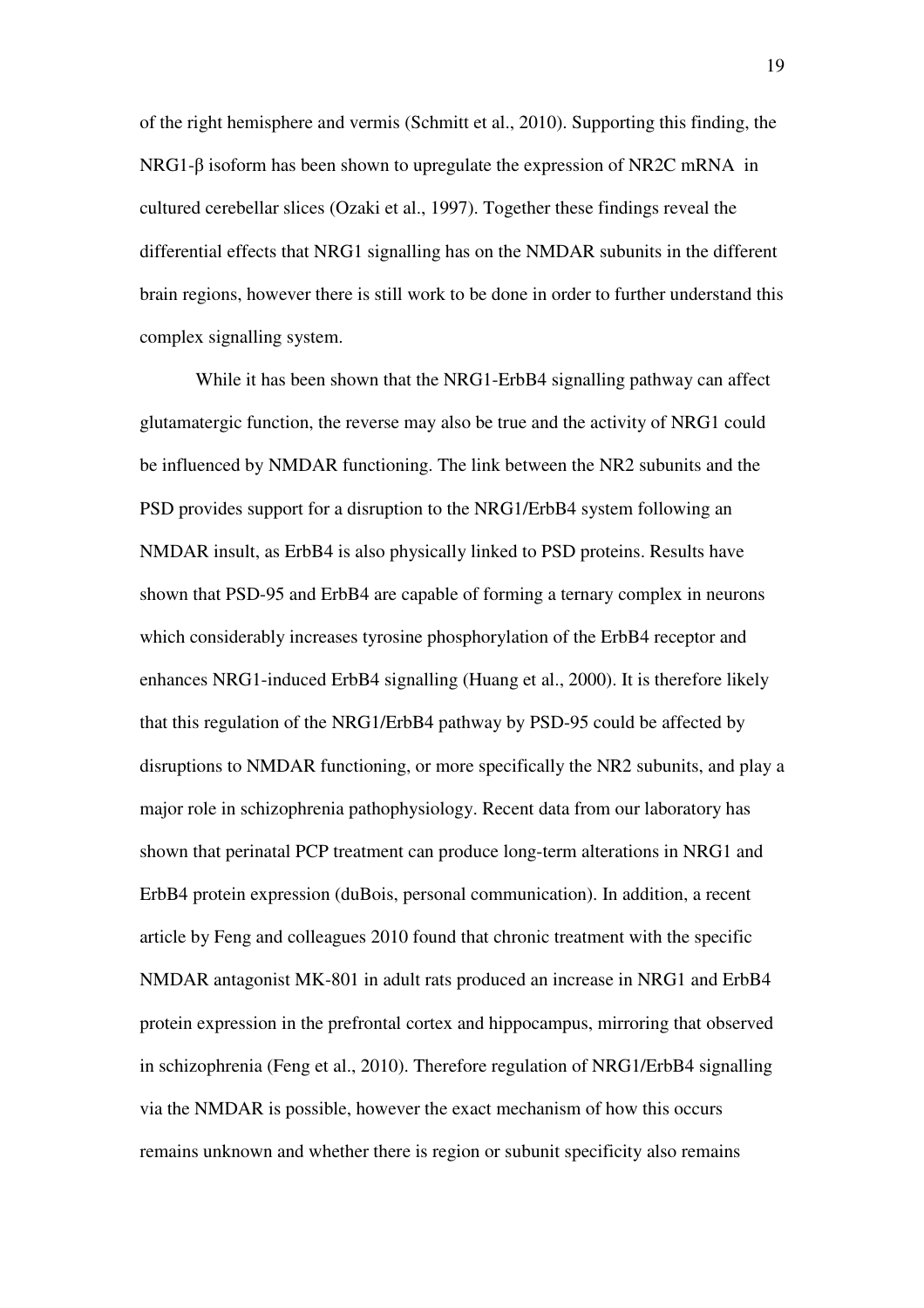of the right hemisphere and vermis (Schmitt et al., 2010). Supporting this finding, the NRG1-β isoform has been shown to upregulate the expression of NR2C mRNA in cultured cerebellar slices (Ozaki et al., 1997). Together these findings reveal the differential effects that NRG1 signalling has on the NMDAR subunits in the different brain regions, however there is still work to be done in order to further understand this complex signalling system.

While it has been shown that the NRG1-ErbB4 signalling pathway can affect glutamatergic function, the reverse may also be true and the activity of NRG1 could be influenced by NMDAR functioning. The link between the NR2 subunits and the PSD provides support for a disruption to the NRG1/ErbB4 system following an NMDAR insult, as ErbB4 is also physically linked to PSD proteins. Results have shown that PSD-95 and ErbB4 are capable of forming a ternary complex in neurons which considerably increases tyrosine phosphorylation of the ErbB4 receptor and enhances NRG1-induced ErbB4 signalling (Huang et al., 2000). It is therefore likely that this regulation of the NRG1/ErbB4 pathway by PSD-95 could be affected by disruptions to NMDAR functioning, or more specifically the NR2 subunits, and play a major role in schizophrenia pathophysiology. Recent data from our laboratory has shown that perinatal PCP treatment can produce long-term alterations in NRG1 and ErbB4 protein expression (duBois, personal communication). In addition, a recent article by Feng and colleagues 2010 found that chronic treatment with the specific NMDAR antagonist MK-801 in adult rats produced an increase in NRG1 and ErbB4 protein expression in the prefrontal cortex and hippocampus, mirroring that observed in schizophrenia (Feng et al., 2010). Therefore regulation of NRG1/ErbB4 signalling via the NMDAR is possible, however the exact mechanism of how this occurs remains unknown and whether there is region or subunit specificity also remains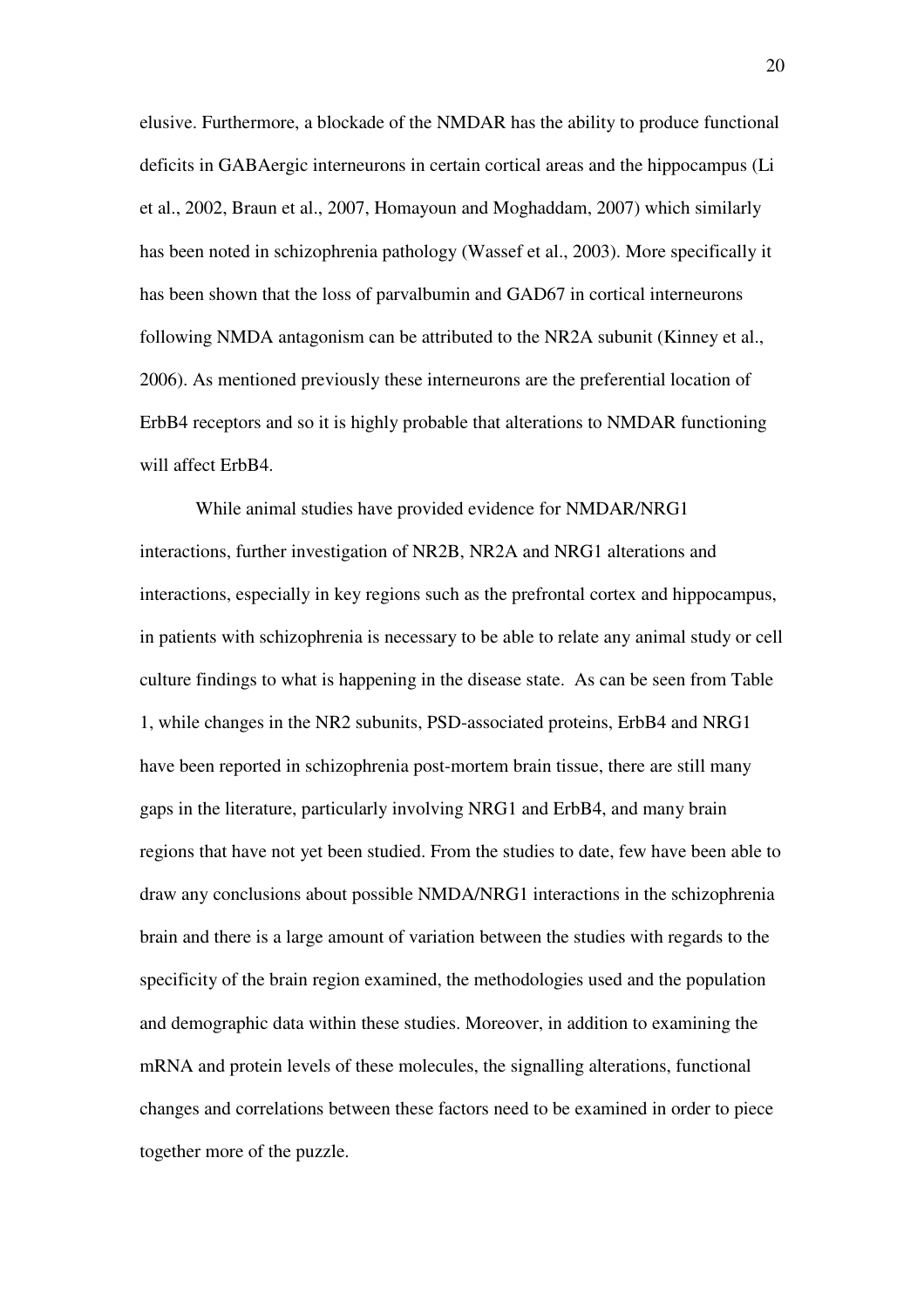elusive. Furthermore, a blockade of the NMDAR has the ability to produce functional deficits in GABAergic interneurons in certain cortical areas and the hippocampus (Li et al., 2002, Braun et al., 2007, Homayoun and Moghaddam, 2007) which similarly has been noted in schizophrenia pathology (Wassef et al., 2003). More specifically it has been shown that the loss of parvalbumin and GAD67 in cortical interneurons following NMDA antagonism can be attributed to the NR2A subunit (Kinney et al., 2006). As mentioned previously these interneurons are the preferential location of ErbB4 receptors and so it is highly probable that alterations to NMDAR functioning will affect ErbB4.

While animal studies have provided evidence for NMDAR/NRG1 interactions, further investigation of NR2B, NR2A and NRG1 alterations and interactions, especially in key regions such as the prefrontal cortex and hippocampus, in patients with schizophrenia is necessary to be able to relate any animal study or cell culture findings to what is happening in the disease state. As can be seen from Table 1, while changes in the NR2 subunits, PSD-associated proteins, ErbB4 and NRG1 have been reported in schizophrenia post-mortem brain tissue, there are still many gaps in the literature, particularly involving NRG1 and ErbB4, and many brain regions that have not yet been studied. From the studies to date, few have been able to draw any conclusions about possible NMDA/NRG1 interactions in the schizophrenia brain and there is a large amount of variation between the studies with regards to the specificity of the brain region examined, the methodologies used and the population and demographic data within these studies. Moreover, in addition to examining the mRNA and protein levels of these molecules, the signalling alterations, functional changes and correlations between these factors need to be examined in order to piece together more of the puzzle.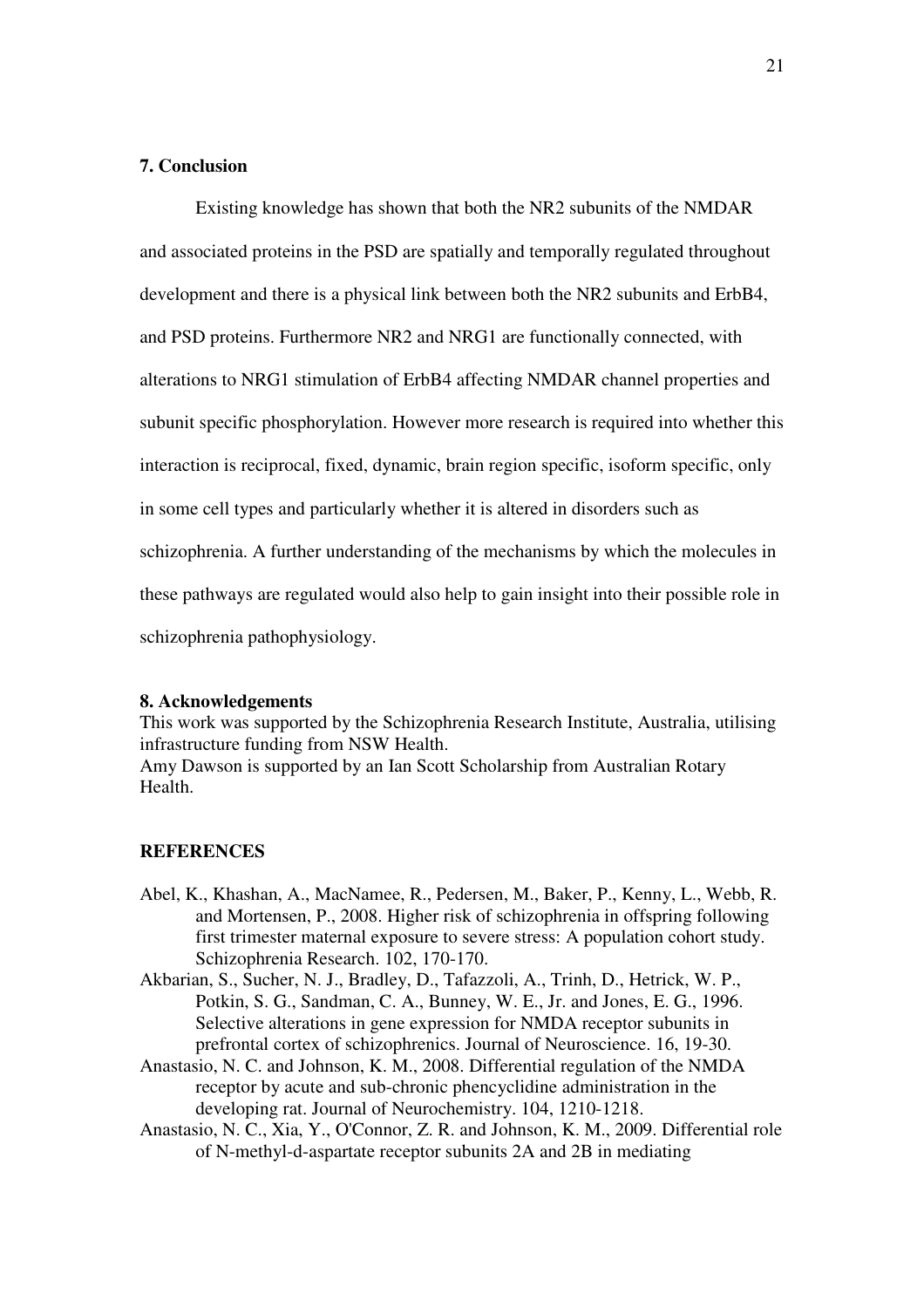## 7. Conclusion

Existing knowledge has shown that both the NR2 subunits of the NMDAR and associated proteins in the PSD are spatially and temporally regulated throughout development and there is a physical link between both the NR2 subunits and ErbB4, and PSD proteins. Furthermore NR2 and NRG1 are functionally connected, with alterations to NRG1 stimulation of ErbB4 affecting NMDAR channel properties and subunit specific phosphorylation. However more research is required into whether this interaction is reciprocal, fixed, dynamic, brain region specific, isoform specific, only in some cell types and particularly whether it is altered in disorders such as schizophrenia. A further understanding of the mechanisms by which the molecules in these pathways are regulated would also help to gain insight into their possible role in schizophrenia pathophysiology.

## 8. Acknowledgements

This work was supported by the Schizophrenia Research Institute, Australia, utilising infrastructure funding from NSW Health.
Amy Dawson is supported by an Ian Scott Scholarship from Australian Rotary Health.

## REFERENCES

Abel, K., Khashan, A., MacNamee, R., Pedersen, M., Baker, P., Kenny, L., Webb, R. and Mortensen, P., 2008. Higher risk of schizophrenia in offspring following first trimester maternal exposure to severe stress: A population cohort study. Schizophrenia Research. 102, 170-170.

Akbarian, S., Sucher, N. J., Bradley, D., Tafazzoli, A., Trinh, D., Hetrick, W. P., Potkin, S. G., Sandman, C. A., Bunney, W. E., Jr. and Jones, E. G., 1996. Selective alterations in gene expression for NMDA receptor subunits in prefrontal cortex of schizophrenics. Journal of Neuroscience. 16, 19-30.

Anastasio, N. C. and Johnson, K. M., 2008. Differential regulation of the NMDA receptor by acute and sub-chronic phencyclidine administration in the developing rat. Journal of Neurochemistry. 104, 1210-1218.

Anastasio, N. C., Xia, Y., O'Connor, Z. R. and Johnson, K. M., 2009. Differential role of N-methyl-d-aspartate receptor subunits 2A and 2B in mediating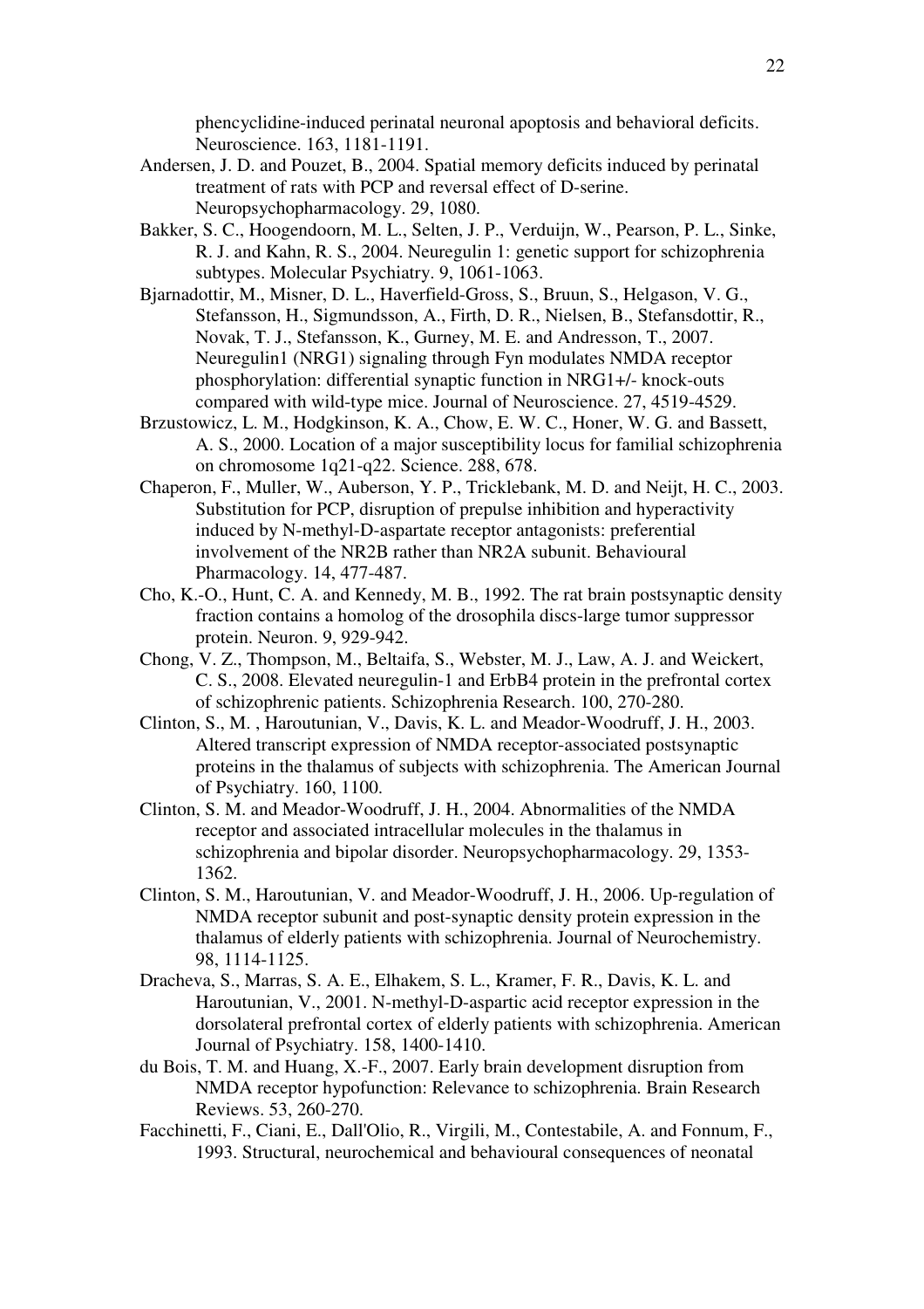phencyclidine-induced perinatal neuronal apoptosis and behavioral deficits. Neuroscience. 163, 1181-1191.

Andersen, J. D. and Pouzet, B., 2004. Spatial memory deficits induced by perinatal treatment of rats with PCP and reversal effect of D-serine. Neuropsychopharmacology. 29, 1080.

Bakker, S. C., Hoogendoorn, M. L., Selten, J. P., Verduijn, W., Pearson, P. L., Sinke, R. J. and Kahn, R. S., 2004. Neuregulin 1: genetic support for schizophrenia subtypes. Molecular Psychiatry. 9, 1061-1063.

Bjarnadottir, M., Misner, D. L., Haverfield-Gross, S., Bruun, S., Helgason, V. G., Stefansson, H., Sigmundsson, A., Firth, D. R., Nielsen, B., Stefansdottir, R., Novak, T. J., Stefansson, K., Gurney, M. E. and Andresson, T., 2007. Neuregulin1 (NRG1) signaling through Fyn modulates NMDA receptor phosphorylation: differential synaptic function in NRG1+/- knock-outs compared with wild-type mice. Journal of Neuroscience. 27, 4519-4529.

Brzustowicz, L. M., Hodgkinson, K. A., Chow, E. W. C., Honer, W. G. and Bassett, A. S., 2000. Location of a major susceptibility locus for familial schizophrenia on chromosome 1q21-q22. Science. 288, 678.

Chaperon, F., Muller, W., Auberson, Y. P., Tricklebank, M. D. and Neijt, H. C., 2003. Substitution for PCP, disruption of prepulse inhibition and hyperactivity induced by N-methyl-D-aspartate receptor antagonists: preferential involvement of the NR2B rather than NR2A subunit. Behavioural Pharmacology. 14, 477-487.

Cho, K.-O., Hunt, C. A. and Kennedy, M. B., 1992. The rat brain postsynaptic density fraction contains a homolog of the drosophila discs-large tumor suppressor protein. Neuron. 9, 929-942.

Chong, V. Z., Thompson, M., Beltaifa, S., Webster, M. J., Law, A. J. and Weickert, C. S., 2008. Elevated neuregulin-1 and ErbB4 protein in the prefrontal cortex of schizophrenic patients. Schizophrenia Research. 100, 270-280.

Clinton, S., M. , Haroutunian, V., Davis, K. L. and Meador-Woodruff, J. H., 2003. Altered transcript expression of NMDA receptor-associated postsynaptic proteins in the thalamus of subjects with schizophrenia. The American Journal of Psychiatry. 160, 1100.

Clinton, S. M. and Meador-Woodruff, J. H., 2004. Abnormalities of the NMDA receptor and associated intracellular molecules in the thalamus in schizophrenia and bipolar disorder. Neuropsychopharmacology. 29, 1353-1362.

Clinton, S. M., Haroutunian, V. and Meador-Woodruff, J. H., 2006. Up-regulation of NMDA receptor subunit and post-synaptic density protein expression in the thalamus of elderly patients with schizophrenia. Journal of Neurochemistry. 98, 1114-1125.

Dracheva, S., Marras, S. A. E., Elhakem, S. L., Kramer, F. R., Davis, K. L. and Haroutunian, V., 2001. N-methyl-D-aspartic acid receptor expression in the dorsolateral prefrontal cortex of elderly patients with schizophrenia. American Journal of Psychiatry. 158, 1400-1410.

du Bois, T. M. and Huang, X.-F., 2007. Early brain development disruption from NMDA receptor hypofunction: Relevance to schizophrenia. Brain Research Reviews. 53, 260-270.

Facchinetti, F., Ciani, E., Dall'Olio, R., Virgili, M., Contestabile, A. and Fonnum, F., 1993. Structural, neurochemical and behavioural consequences of neonatal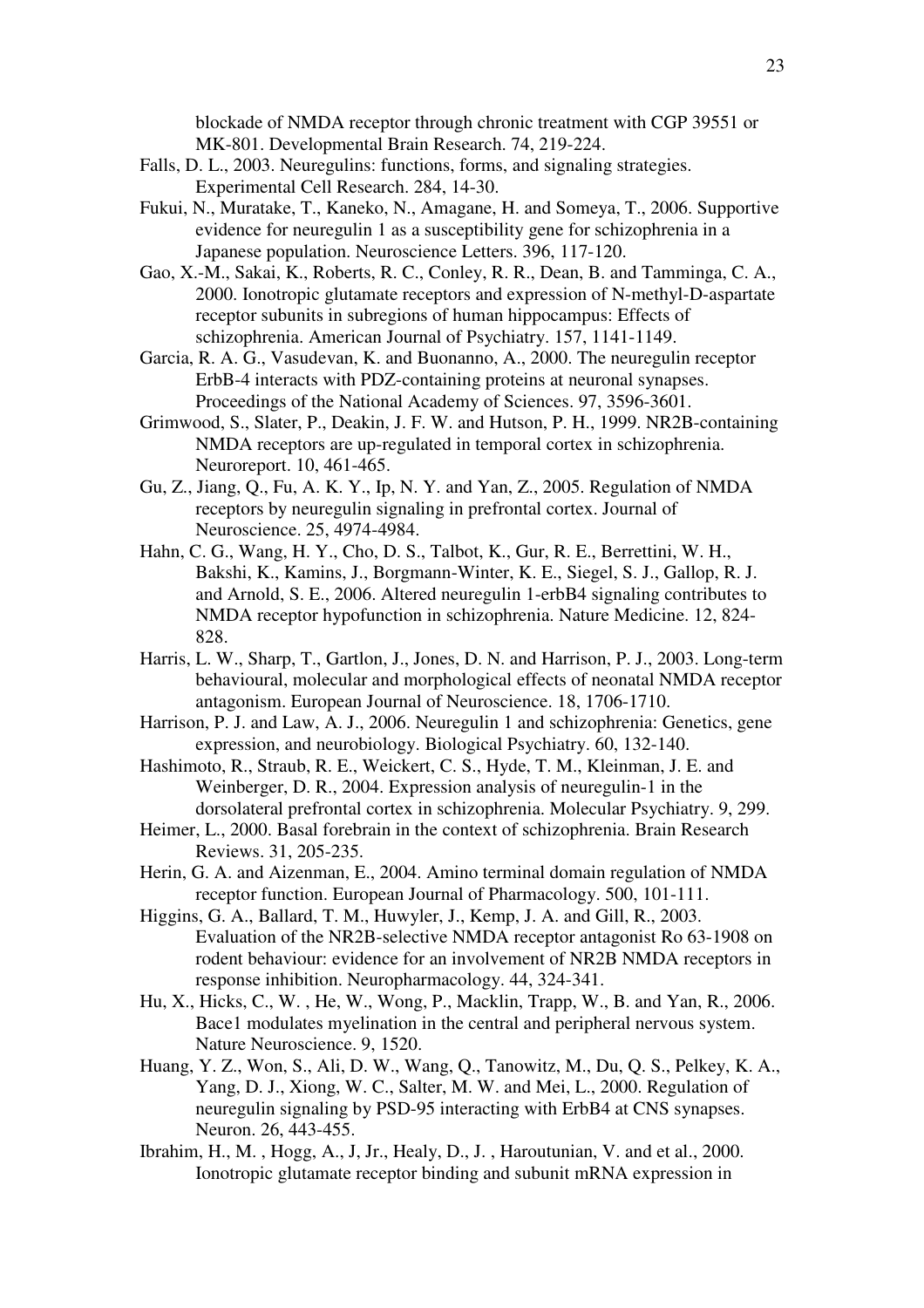blockade of NMDA receptor through chronic treatment with CGP 39551 or MK-801. Developmental Brain Research. 74, 219-224.

Falls, D. L., 2003. Neuregulins: functions, forms, and signaling strategies. Experimental Cell Research. 284, 14-30.

Fukui, N., Muratake, T., Kaneko, N., Amagane, H. and Someya, T., 2006. Supportive evidence for neuregulin 1 as a susceptibility gene for schizophrenia in a Japanese population. Neuroscience Letters. 396, 117-120.

Gao, X.-M., Sakai, K., Roberts, R. C., Conley, R. R., Dean, B. and Tamminga, C. A., 2000. Ionotropic glutamate receptors and expression of N-methyl-D-aspartate receptor subunits in subregions of human hippocampus: Effects of schizophrenia. American Journal of Psychiatry. 157, 1141-1149.

Garcia, R. A. G., Vasudevan, K. and Buonanno, A., 2000. The neuregulin receptor ErbB-4 interacts with PDZ-containing proteins at neuronal synapses. Proceedings of the National Academy of Sciences. 97, 3596-3601.

Grimwood, S., Slater, P., Deakin, J. F. W. and Hutson, P. H., 1999. NR2B-containing NMDA receptors are up-regulated in temporal cortex in schizophrenia. Neuroreport. 10, 461-465.

Gu, Z., Jiang, Q., Fu, A. K. Y., Ip, N. Y. and Yan, Z., 2005. Regulation of NMDA receptors by neuregulin signaling in prefrontal cortex. Journal of Neuroscience. 25, 4974-4984.

Hahn, C. G., Wang, H. Y., Cho, D. S., Talbot, K., Gur, R. E., Berrettini, W. H., Bakshi, K., Kamins, J., Borgmann-Winter, K. E., Siegel, S. J., Gallop, R. J. and Arnold, S. E., 2006. Altered neuregulin 1-erbB4 signaling contributes to NMDA receptor hypofunction in schizophrenia. Nature Medicine. 12, 824-828.

Harris, L. W., Sharp, T., Gartlon, J., Jones, D. N. and Harrison, P. J., 2003. Long-term behavioural, molecular and morphological effects of neonatal NMDA receptor antagonism. European Journal of Neuroscience. 18, 1706-1710.

Harrison, P. J. and Law, A. J., 2006. Neuregulin 1 and schizophrenia: Genetics, gene expression, and neurobiology. Biological Psychiatry. 60, 132-140.

Hashimoto, R., Straub, R. E., Weickert, C. S., Hyde, T. M., Kleinman, J. E. and Weinberger, D. R., 2004. Expression analysis of neuregulin-1 in the dorsolateral prefrontal cortex in schizophrenia. Molecular Psychiatry. 9, 299.

Heimer, L., 2000. Basal forebrain in the context of schizophrenia. Brain Research Reviews. 31, 205-235.

Herin, G. A. and Aizenman, E., 2004. Amino terminal domain regulation of NMDA receptor function. European Journal of Pharmacology. 500, 101-111.

Higgins, G. A., Ballard, T. M., Huwyler, J., Kemp, J. A. and Gill, R., 2003. Evaluation of the NR2B-selective NMDA receptor antagonist Ro 63-1908 on rodent behaviour: evidence for an involvement of NR2B NMDA receptors in response inhibition. Neuropharmacology. 44, 324-341.

Hu, X., Hicks, C., W. , He, W., Wong, P., Macklin, Trapp, W., B. and Yan, R., 2006. Bace1 modulates myelination in the central and peripheral nervous system. Nature Neuroscience. 9, 1520.

Huang, Y. Z., Won, S., Ali, D. W., Wang, Q., Tanowitz, M., Du, Q. S., Pelkey, K. A., Yang, D. J., Xiong, W. C., Salter, M. W. and Mei, L., 2000. Regulation of neuregulin signaling by PSD-95 interacting with ErbB4 at CNS synapses. Neuron. 26, 443-455.

Ibrahim, H., M. , Hogg, A., J, Jr., Healy, D., J. , Haroutunian, V. and et al., 2000. Ionotropic glutamate receptor binding and subunit mRNA expression in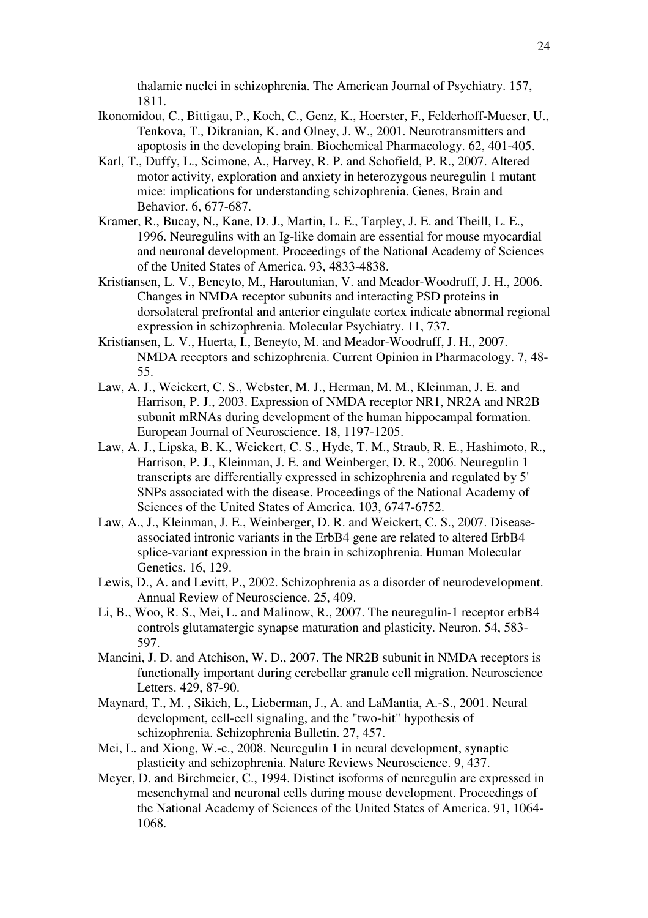thalamic nuclei in schizophrenia. The American Journal of Psychiatry. 157, 1811.

Ikonomidou, C., Bittigau, P., Koch, C., Genz, K., Hoerster, F., Felderhoff-Mueser, U., Tenkova, T., Dikranian, K. and Olney, J. W., 2001. Neurotransmitters and apoptosis in the developing brain. Biochemical Pharmacology. 62, 401-405.

Karl, T., Duffy, L., Scimone, A., Harvey, R. P. and Schofield, P. R., 2007. Altered motor activity, exploration and anxiety in heterozygous neuregulin 1 mutant mice: implications for understanding schizophrenia. Genes, Brain and Behavior. 6, 677-687.

Kramer, R., Bucay, N., Kane, D. J., Martin, L. E., Tarpley, J. E. and Theill, L. E., 1996. Neuregulins with an Ig-like domain are essential for mouse myocardial and neuronal development. Proceedings of the National Academy of Sciences of the United States of America. 93, 4833-4838.

Kristiansen, L. V., Beneyto, M., Haroutunian, V. and Meador-Woodruff, J. H., 2006. Changes in NMDA receptor subunits and interacting PSD proteins in dorsolateral prefrontal and anterior cingulate cortex indicate abnormal regional expression in schizophrenia. Molecular Psychiatry. 11, 737.

Kristiansen, L. V., Huerta, I., Beneyto, M. and Meador-Woodruff, J. H., 2007. NMDA receptors and schizophrenia. Current Opinion in Pharmacology. 7, 48-55.

Law, A. J., Weickert, C. S., Webster, M. J., Herman, M. M., Kleinman, J. E. and Harrison, P. J., 2003. Expression of NMDA receptor NR1, NR2A and NR2B subunit mRNAs during development of the human hippocampal formation. European Journal of Neuroscience. 18, 1197-1205.

Law, A. J., Lipska, B. K., Weickert, C. S., Hyde, T. M., Straub, R. E., Hashimoto, R., Harrison, P. J., Kleinman, J. E. and Weinberger, D. R., 2006. Neuregulin 1 transcripts are differentially expressed in schizophrenia and regulated by 5' SNPs associated with the disease. Proceedings of the National Academy of Sciences of the United States of America. 103, 6747-6752.

Law, A., J., Kleinman, J. E., Weinberger, D. R. and Weickert, C. S., 2007. Disease-associated intronic variants in the ErbB4 gene are related to altered ErbB4 splice-variant expression in the brain in schizophrenia. Human Molecular Genetics. 16, 129.

Lewis, D., A. and Levitt, P., 2002. Schizophrenia as a disorder of neurodevelopment. Annual Review of Neuroscience. 25, 409.

Li, B., Woo, R. S., Mei, L. and Malinow, R., 2007. The neuregulin-1 receptor erbB4 controls glutamatergic synapse maturation and plasticity. Neuron. 54, 583-597.

Mancini, J. D. and Atchison, W. D., 2007. The NR2B subunit in NMDA receptors is functionally important during cerebellar granule cell migration. Neuroscience Letters. 429, 87-90.

Maynard, T., M. , Sikich, L., Lieberman, J., A. and LaMantia, A.-S., 2001. Neural development, cell-cell signaling, and the "two-hit" hypothesis of schizophrenia. Schizophrenia Bulletin. 27, 457.

Mei, L. and Xiong, W.-c., 2008. Neuregulin 1 in neural development, synaptic plasticity and schizophrenia. Nature Reviews Neuroscience. 9, 437.

Meyer, D. and Birchmeier, C., 1994. Distinct isoforms of neuregulin are expressed in mesenchymal and neuronal cells during mouse development. Proceedings of the National Academy of Sciences of the United States of America. 91, 1064-1068.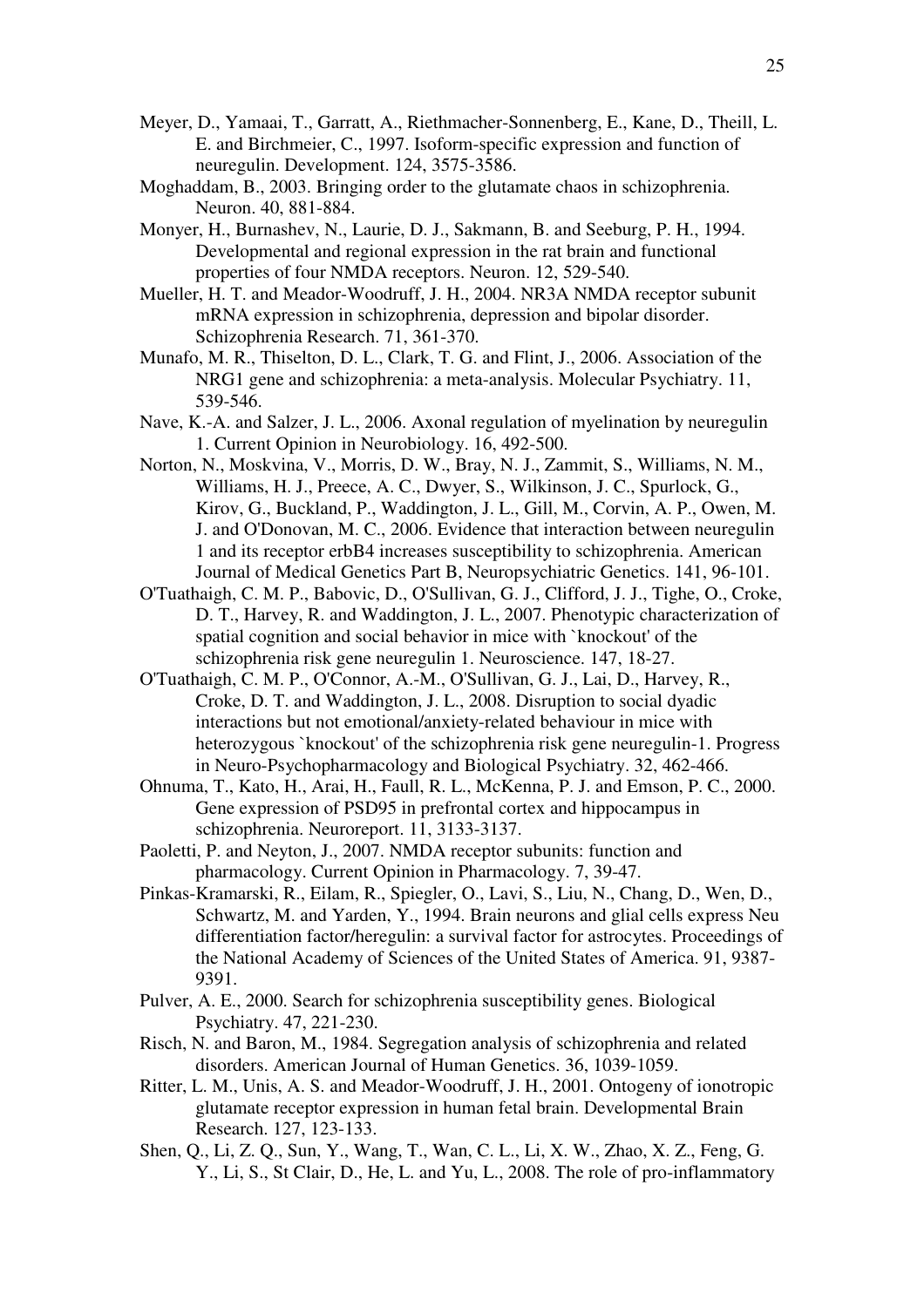Meyer, D., Yamaai, T., Garratt, A., Riethmacher-Sonnenberg, E., Kane, D., Theill, L. E. and Birchmeier, C., 1997. Isoform-specific expression and function of neuregulin. Development. 124, 3575-3586.

Moghaddam, B., 2003. Bringing order to the glutamate chaos in schizophrenia. Neuron. 40, 881-884.

Monyer, H., Burnashev, N., Laurie, D. J., Sakmann, B. and Seeburg, P. H., 1994. Developmental and regional expression in the rat brain and functional properties of four NMDA receptors. Neuron. 12, 529-540.

Mueller, H. T. and Meador-Woodruff, J. H., 2004. NR3A NMDA receptor subunit mRNA expression in schizophrenia, depression and bipolar disorder. Schizophrenia Research. 71, 361-370.

Munafo, M. R., Thiselton, D. L., Clark, T. G. and Flint, J., 2006. Association of the NRG1 gene and schizophrenia: a meta-analysis. Molecular Psychiatry. 11, 539-546.

Nave, K.-A. and Salzer, J. L., 2006. Axonal regulation of myelination by neuregulin 1. Current Opinion in Neurobiology. 16, 492-500.

Norton, N., Moskvina, V., Morris, D. W., Bray, N. J., Zammit, S., Williams, N. M., Williams, H. J., Preece, A. C., Dwyer, S., Wilkinson, J. C., Spurlock, G., Kirov, G., Buckland, P., Waddington, J. L., Gill, M., Corvin, A. P., Owen, M. J. and O'Donovan, M. C., 2006. Evidence that interaction between neuregulin 1 and its receptor erbB4 increases susceptibility to schizophrenia. American Journal of Medical Genetics Part B, Neuropsychiatric Genetics. 141, 96-101.

O'Tuathaigh, C. M. P., Babovic, D., O'Sullivan, G. J., Clifford, J. J., Tighe, O., Croke, D. T., Harvey, R. and Waddington, J. L., 2007. Phenotypic characterization of spatial cognition and social behavior in mice with `knockout' of the schizophrenia risk gene neuregulin 1. Neuroscience. 147, 18-27.

O'Tuathaigh, C. M. P., O'Connor, A.-M., O'Sullivan, G. J., Lai, D., Harvey, R., Croke, D. T. and Waddington, J. L., 2008. Disruption to social dyadic interactions but not emotional/anxiety-related behaviour in mice with heterozygous `knockout' of the schizophrenia risk gene neuregulin-1. Progress in Neuro-Psychopharmacology and Biological Psychiatry. 32, 462-466.

Ohnuma, T., Kato, H., Arai, H., Faull, R. L., McKenna, P. J. and Emson, P. C., 2000. Gene expression of PSD95 in prefrontal cortex and hippocampus in schizophrenia. Neuroreport. 11, 3133-3137.

Paoletti, P. and Neyton, J., 2007. NMDA receptor subunits: function and pharmacology. Current Opinion in Pharmacology. 7, 39-47.

Pinkas-Kramarski, R., Eilam, R., Spiegler, O., Lavi, S., Liu, N., Chang, D., Wen, D., Schwartz, M. and Yarden, Y., 1994. Brain neurons and glial cells express Neu differentiation factor/heregulin: a survival factor for astrocytes. Proceedings of the National Academy of Sciences of the United States of America. 91, 9387-9391.

Pulver, A. E., 2000. Search for schizophrenia susceptibility genes. Biological Psychiatry. 47, 221-230.

Risch, N. and Baron, M., 1984. Segregation analysis of schizophrenia and related disorders. American Journal of Human Genetics. 36, 1039-1059.

Ritter, L. M., Unis, A. S. and Meador-Woodruff, J. H., 2001. Ontogeny of ionotropic glutamate receptor expression in human fetal brain. Developmental Brain Research. 127, 123-133.

Shen, Q., Li, Z. Q., Sun, Y., Wang, T., Wan, C. L., Li, X. W., Zhao, X. Z., Feng, G. Y., Li, S., St Clair, D., He, L. and Yu, L., 2008. The role of pro-inflammatory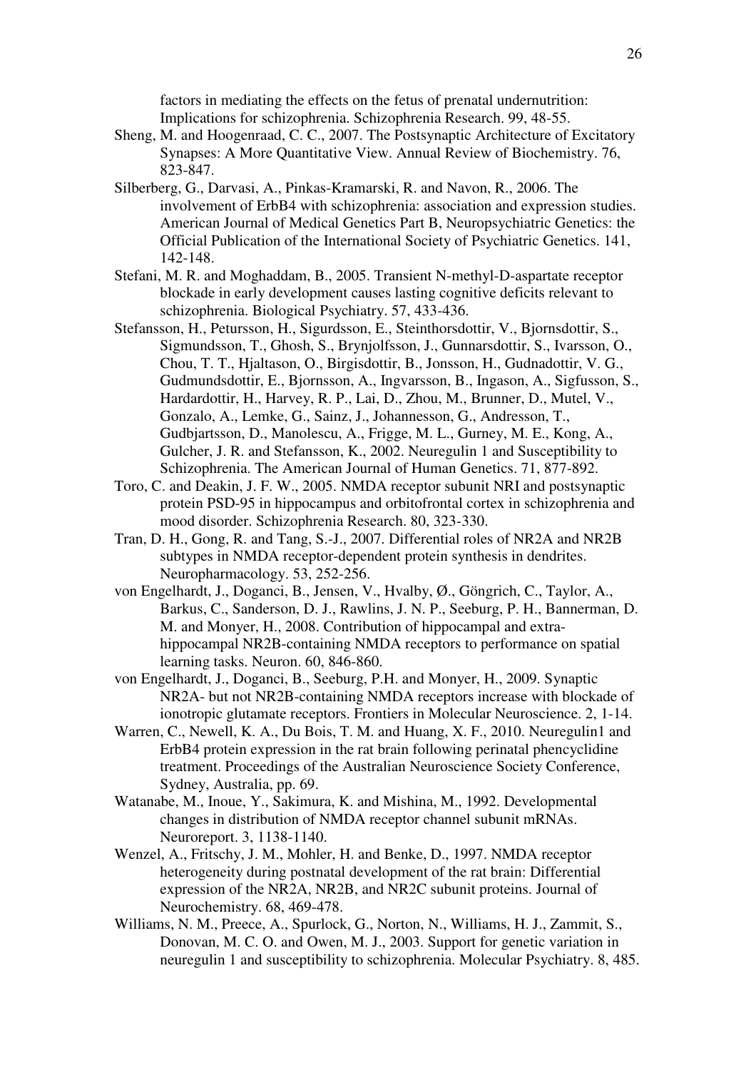factors in mediating the effects on the fetus of prenatal undernutrition: Implications for schizophrenia. Schizophrenia Research. 99, 48-55.

Sheng, M. and Hoogenraad, C. C., 2007. The Postsynaptic Architecture of Excitatory Synapses: A More Quantitative View. Annual Review of Biochemistry. 76, 823-847.

Silberberg, G., Darvasi, A., Pinkas-Kramarski, R. and Navon, R., 2006. The involvement of ErbB4 with schizophrenia: association and expression studies. American Journal of Medical Genetics Part B, Neuropsychiatric Genetics: the Official Publication of the International Society of Psychiatric Genetics. 141, 142-148.

Stefani, M. R. and Moghaddam, B., 2005. Transient N-methyl-D-aspartate receptor blockade in early development causes lasting cognitive deficits relevant to schizophrenia. Biological Psychiatry. 57, 433-436.

Stefansson, H., Petursson, H., Sigurdsson, E., Steinthorsdottir, V., Bjornsdottir, S., Sigmundsson, T., Ghosh, S., Brynjolfsson, J., Gunnarsdottir, S., Ivarsson, O., Chou, T. T., Hjaltason, O., Birgisdottir, B., Jonsson, H., Gudnadottir, V. G., Gudmundsdottir, E., Bjornsson, A., Ingvarsson, B., Ingason, A., Sigfusson, S., Hardardottir, H., Harvey, R. P., Lai, D., Zhou, M., Brunner, D., Mutel, V., Gonzalo, A., Lemke, G., Sainz, J., Johannesson, G., Andresson, T., Gudbjartsson, D., Manolescu, A., Frigge, M. L., Gurney, M. E., Kong, A., Gulcher, J. R. and Stefansson, K., 2002. Neuregulin 1 and Susceptibility to Schizophrenia. The American Journal of Human Genetics. 71, 877-892.

Toro, C. and Deakin, J. F. W., 2005. NMDA receptor subunit NRI and postsynaptic protein PSD-95 in hippocampus and orbitofrontal cortex in schizophrenia and mood disorder. Schizophrenia Research. 80, 323-330.

Tran, D. H., Gong, R. and Tang, S.-J., 2007. Differential roles of NR2A and NR2B subtypes in NMDA receptor-dependent protein synthesis in dendrites. Neuropharmacology. 53, 252-256.

von Engelhardt, J., Doganci, B., Jensen, V., Hvalby, Ø., Göngrich, C., Taylor, A., Barkus, C., Sanderson, D. J., Rawlins, J. N. P., Seeburg, P. H., Bannerman, D. M. and Monyer, H., 2008. Contribution of hippocampal and extra-hippocampal NR2B-containing NMDA receptors to performance on spatial learning tasks. Neuron. 60, 846-860.

von Engelhardt, J., Doganci, B., Seeburg, P.H. and Monyer, H., 2009. Synaptic NR2A- but not NR2B-containing NMDA receptors increase with blockade of ionotropic glutamate receptors. Frontiers in Molecular Neuroscience. 2, 1-14.

Warren, C., Newell, K. A., Du Bois, T. M. and Huang, X. F., 2010. Neuregulin1 and ErbB4 protein expression in the rat brain following perinatal phencyclidine treatment. Proceedings of the Australian Neuroscience Society Conference, Sydney, Australia, pp. 69.

Watanabe, M., Inoue, Y., Sakimura, K. and Mishina, M., 1992. Developmental changes in distribution of NMDA receptor channel subunit mRNAs. Neuroreport. 3, 1138-1140.

Wenzel, A., Fritschy, J. M., Mohler, H. and Benke, D., 1997. NMDA receptor heterogeneity during postnatal development of the rat brain: Differential expression of the NR2A, NR2B, and NR2C subunit proteins. Journal of Neurochemistry. 68, 469-478.

Williams, N. M., Preece, A., Spurlock, G., Norton, N., Williams, H. J., Zammit, S., Donovan, M. C. O. and Owen, M. J., 2003. Support for genetic variation in neuregulin 1 and susceptibility to schizophrenia. Molecular Psychiatry. 8, 485.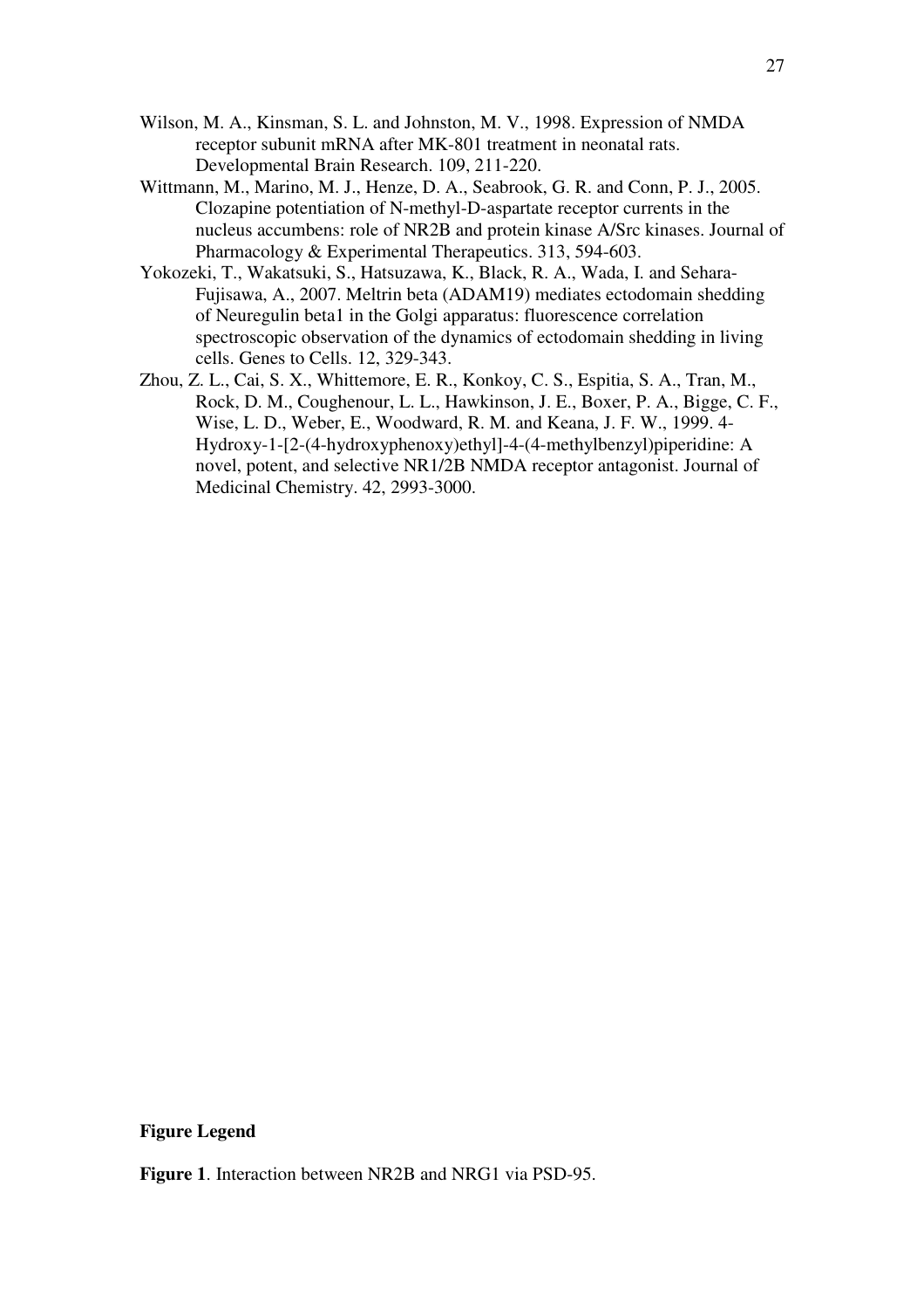Wilson, M. A., Kinsman, S. L. and Johnston, M. V., 1998. Expression of NMDA receptor subunit mRNA after MK-801 treatment in neonatal rats. Developmental Brain Research. 109, 211-220.

Wittmann, M., Marino, M. J., Henze, D. A., Seabrook, G. R. and Conn, P. J., 2005. Clozapine potentiation of N-methyl-D-aspartate receptor currents in the nucleus accumbens: role of NR2B and protein kinase A/Src kinases. Journal of Pharmacology & Experimental Therapeutics. 313, 594-603.

Yokozeki, T., Wakatsuki, S., Hatsuzawa, K., Black, R. A., Wada, I. and Sehara-Fujisawa, A., 2007. Meltrin beta (ADAM19) mediates ectodomain shedding of Neuregulin beta1 in the Golgi apparatus: fluorescence correlation spectroscopic observation of the dynamics of ectodomain shedding in living cells. Genes to Cells. 12, 329-343.

Zhou, Z. L., Cai, S. X., Whittemore, E. R., Konkoy, C. S., Espitia, S. A., Tran, M., Rock, D. M., Coughenour, L. L., Hawkinson, J. E., Boxer, P. A., Bigge, C. F., Wise, L. D., Weber, E., Woodward, R. M. and Keana, J. F. W., 1999. 4-Hydroxy-1-[2-(4-hydroxyphenoxy)ethyl]-4-(4-methylbenzyl)piperidine: A novel, potent, and selective NR1/2B NMDA receptor antagonist. Journal of Medicinal Chemistry. 42, 2993-3000.

**Figure Legend**

**Figure 1**. Interaction between NR2B and NRG1 via PSD-95.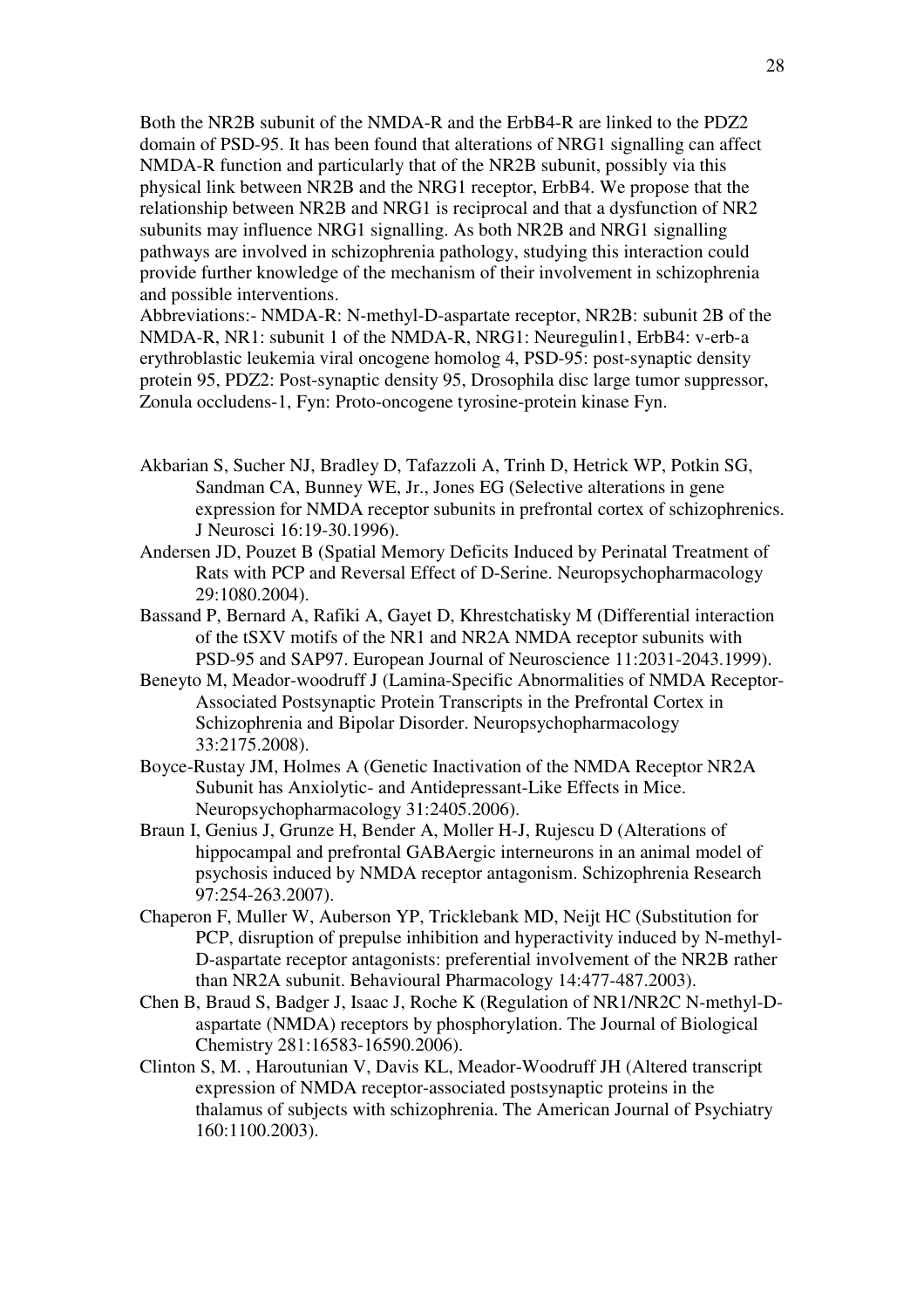Both the NR2B subunit of the NMDA-R and the ErbB4-R are linked to the PDZ2 domain of PSD-95. It has been found that alterations of NRG1 signalling can affect NMDA-R function and particularly that of the NR2B subunit, possibly via this physical link between NR2B and the NRG1 receptor, ErbB4. We propose that the relationship between NR2B and NRG1 is reciprocal and that a dysfunction of NR2 subunits may influence NRG1 signalling. As both NR2B and NRG1 signalling pathways are involved in schizophrenia pathology, studying this interaction could provide further knowledge of the mechanism of their involvement in schizophrenia and possible interventions.
Abbreviations:- NMDA-R: N-methyl-D-aspartate receptor, NR2B: subunit 2B of the NMDA-R, NR1: subunit 1 of the NMDA-R, NRG1: Neuregulin1, ErbB4: v-erb-a erythroblastic leukemia viral oncogene homolog 4, PSD-95: post-synaptic density protein 95, PDZ2: Post-synaptic density 95, Drosophila disc large tumor suppressor, Zonula occludens-1, Fyn: Proto-oncogene tyrosine-protein kinase Fyn.

Akbarian S, Sucher NJ, Bradley D, Tafazzoli A, Trinh D, Hetrick WP, Potkin SG, Sandman CA, Bunney WE, Jr., Jones EG (Selective alterations in gene expression for NMDA receptor subunits in prefrontal cortex of schizophrenics. J Neurosci 16:19-30.1996).

Andersen JD, Pouzet B (Spatial Memory Deficits Induced by Perinatal Treatment of Rats with PCP and Reversal Effect of D-Serine. Neuropsychopharmacology 29:1080.2004).

Bassand P, Bernard A, Rafiki A, Gayet D, Khrestchatisky M (Differential interaction of the tSXV motifs of the NR1 and NR2A NMDA receptor subunits with PSD-95 and SAP97. European Journal of Neuroscience 11:2031-2043.1999).

Beneyto M, Meador-woodruff J (Lamina-Specific Abnormalities of NMDA Receptor-Associated Postsynaptic Protein Transcripts in the Prefrontal Cortex in Schizophrenia and Bipolar Disorder. Neuropsychopharmacology 33:2175.2008).

Boyce-Rustay JM, Holmes A (Genetic Inactivation of the NMDA Receptor NR2A Subunit has Anxiolytic- and Antidepressant-Like Effects in Mice. Neuropsychopharmacology 31:2405.2006).

Braun I, Genius J, Grunze H, Bender A, Moller H-J, Rujescu D (Alterations of hippocampal and prefrontal GABAergic interneurons in an animal model of psychosis induced by NMDA receptor antagonism. Schizophrenia Research 97:254-263.2007).

Chaperon F, Muller W, Auberson YP, Tricklebank MD, Neijt HC (Substitution for PCP, disruption of prepulse inhibition and hyperactivity induced by N-methyl-D-aspartate receptor antagonists: preferential involvement of the NR2B rather than NR2A subunit. Behavioural Pharmacology 14:477-487.2003).

Chen B, Braud S, Badger J, Isaac J, Roche K (Regulation of NR1/NR2C N-methyl-D-aspartate (NMDA) receptors by phosphorylation. The Journal of Biological Chemistry 281:16583-16590.2006).

Clinton S, M. , Haroutunian V, Davis KL, Meador-Woodruff JH (Altered transcript expression of NMDA receptor-associated postsynaptic proteins in the thalamus of subjects with schizophrenia. The American Journal of Psychiatry 160:1100.2003).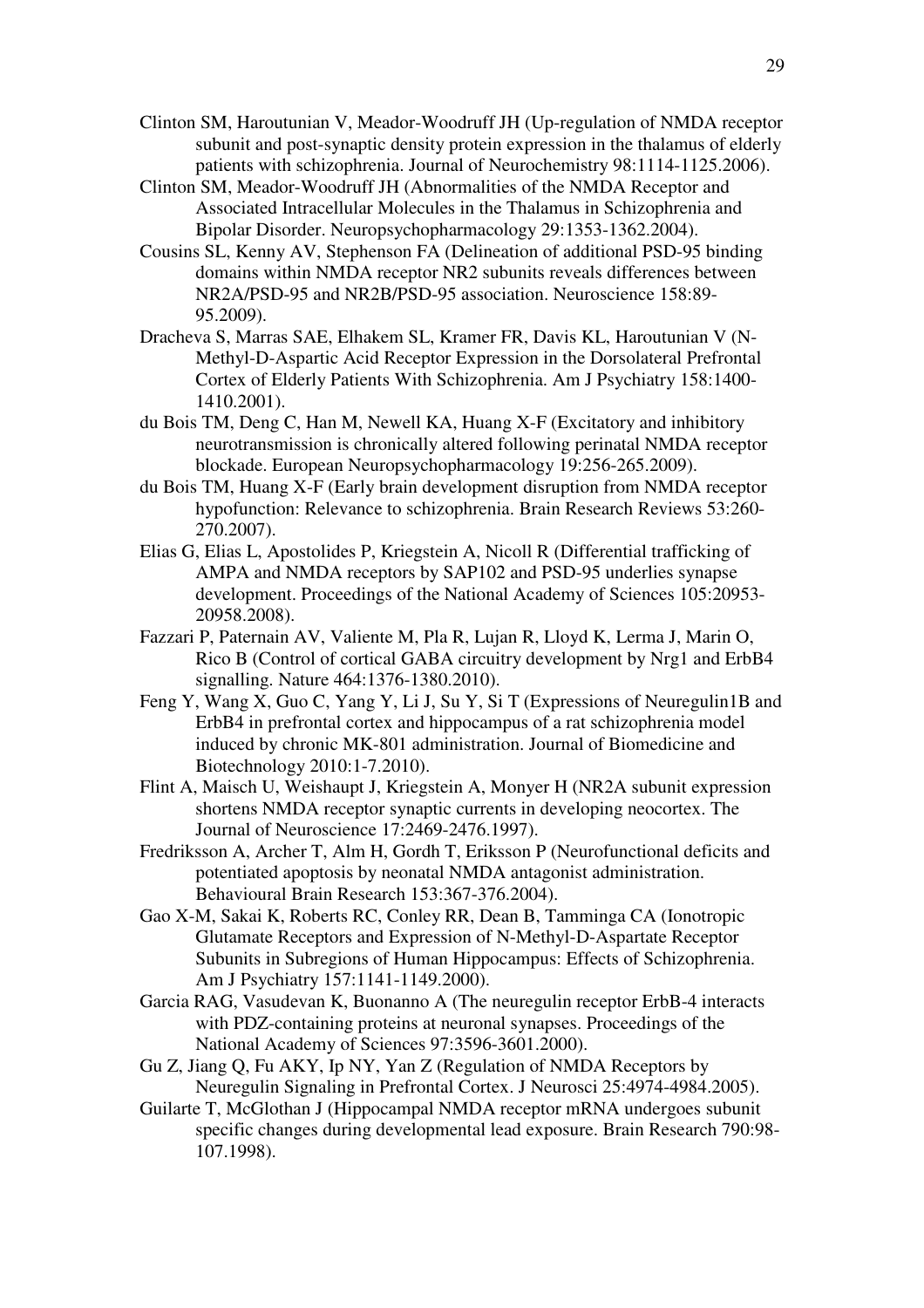Clinton SM, Haroutunian V, Meador-Woodruff JH (Up-regulation of NMDA receptor subunit and post-synaptic density protein expression in the thalamus of elderly patients with schizophrenia. Journal of Neurochemistry 98:1114-1125.2006).

Clinton SM, Meador-Woodruff JH (Abnormalities of the NMDA Receptor and Associated Intracellular Molecules in the Thalamus in Schizophrenia and Bipolar Disorder. Neuropsychopharmacology 29:1353-1362.2004).

Cousins SL, Kenny AV, Stephenson FA (Delineation of additional PSD-95 binding domains within NMDA receptor NR2 subunits reveals differences between NR2A/PSD-95 and NR2B/PSD-95 association. Neuroscience 158:89-95.2009).

Dracheva S, Marras SAE, Elhakem SL, Kramer FR, Davis KL, Haroutunian V (N-Methyl-D-Aspartic Acid Receptor Expression in the Dorsolateral Prefrontal Cortex of Elderly Patients With Schizophrenia. Am J Psychiatry 158:1400-1410.2001).

du Bois TM, Deng C, Han M, Newell KA, Huang X-F (Excitatory and inhibitory neurotransmission is chronically altered following perinatal NMDA receptor blockade. European Neuropsychopharmacology 19:256-265.2009).

du Bois TM, Huang X-F (Early brain development disruption from NMDA receptor hypofunction: Relevance to schizophrenia. Brain Research Reviews 53:260-270.2007).

Elias G, Elias L, Apostolides P, Kriegstein A, Nicoll R (Differential trafficking of AMPA and NMDA receptors by SAP102 and PSD-95 underlies synapse development. Proceedings of the National Academy of Sciences 105:20953-20958.2008).

Fazzari P, Paternain AV, Valiente M, Pla R, Lujan R, Lloyd K, Lerma J, Marin O, Rico B (Control of cortical GABA circuitry development by Nrg1 and ErbB4 signalling. Nature 464:1376-1380.2010).

Feng Y, Wang X, Guo C, Yang Y, Li J, Su Y, Si T (Expressions of Neuregulin1B and ErbB4 in prefrontal cortex and hippocampus of a rat schizophrenia model induced by chronic MK-801 administration. Journal of Biomedicine and Biotechnology 2010:1-7.2010).

Flint A, Maisch U, Weishaupt J, Kriegstein A, Monyer H (NR2A subunit expression shortens NMDA receptor synaptic currents in developing neocortex. The Journal of Neuroscience 17:2469-2476.1997).

Fredriksson A, Archer T, Alm H, Gordh T, Eriksson P (Neurofunctional deficits and potentiated apoptosis by neonatal NMDA antagonist administration. Behavioural Brain Research 153:367-376.2004).

Gao X-M, Sakai K, Roberts RC, Conley RR, Dean B, Tamminga CA (Ionotropic Glutamate Receptors and Expression of N-Methyl-D-Aspartate Receptor Subunits in Subregions of Human Hippocampus: Effects of Schizophrenia. Am J Psychiatry 157:1141-1149.2000).

Garcia RAG, Vasudevan K, Buonanno A (The neuregulin receptor ErbB-4 interacts with PDZ-containing proteins at neuronal synapses. Proceedings of the National Academy of Sciences 97:3596-3601.2000).

Gu Z, Jiang Q, Fu AKY, Ip NY, Yan Z (Regulation of NMDA Receptors by Neuregulin Signaling in Prefrontal Cortex. J Neurosci 25:4974-4984.2005).

Guilarte T, McGlothan J (Hippocampal NMDA receptor mRNA undergoes subunit specific changes during developmental lead exposure. Brain Research 790:98-107.1998).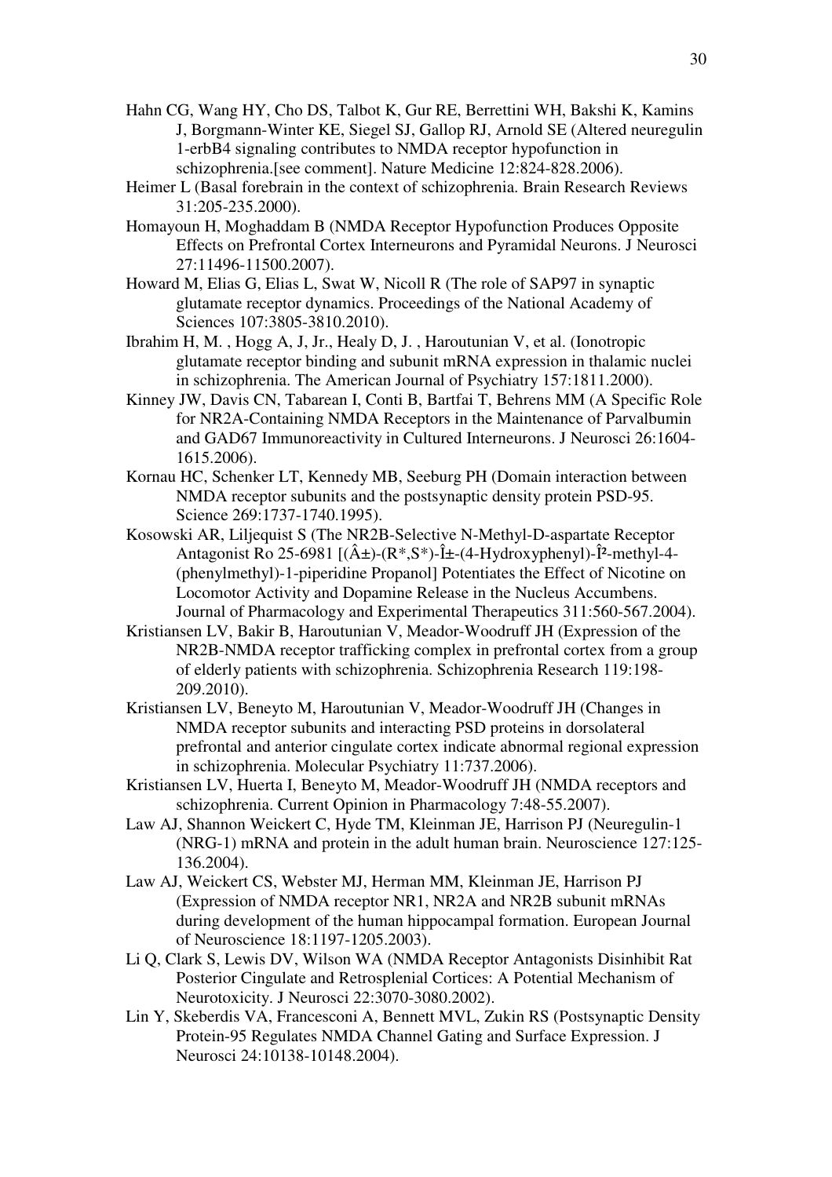Hahn CG, Wang HY, Cho DS, Talbot K, Gur RE, Berrettini WH, Bakshi K, Kamins J, Borgmann-Winter KE, Siegel SJ, Gallop RJ, Arnold SE (Altered neuregulin 1-erbB4 signaling contributes to NMDA receptor hypofunction in schizophrenia.[see comment]. Nature Medicine 12:824-828.2006).

Heimer L (Basal forebrain in the context of schizophrenia. Brain Research Reviews 31:205-235.2000).

Homayoun H, Moghaddam B (NMDA Receptor Hypofunction Produces Opposite Effects on Prefrontal Cortex Interneurons and Pyramidal Neurons. J Neurosci 27:11496-11500.2007).

Howard M, Elias G, Elias L, Swat W, Nicoll R (The role of SAP97 in synaptic glutamate receptor dynamics. Proceedings of the National Academy of Sciences 107:3805-3810.2010).

Ibrahim H, M. , Hogg A, J, Jr., Healy D, J. , Haroutunian V, et al. (Ionotropic glutamate receptor binding and subunit mRNA expression in thalamic nuclei in schizophrenia. The American Journal of Psychiatry 157:1811.2000).

Kinney JW, Davis CN, Tabarean I, Conti B, Bartfai T, Behrens MM (A Specific Role for NR2A-Containing NMDA Receptors in the Maintenance of Parvalbumin and GAD67 Immunoreactivity in Cultured Interneurons. J Neurosci 26:1604-1615.2006).

Kornau HC, Schenker LT, Kennedy MB, Seeburg PH (Domain interaction between NMDA receptor subunits and the postsynaptic density protein PSD-95. Science 269:1737-1740.1995).

Kosowski AR, Liljequist S (The NR2B-Selective N-Methyl-D-aspartate Receptor Antagonist Ro 25-6981 [(Â±)-(R*,S*)-Î±-(4-Hydroxyphenyl)-Î²-methyl-4-(phenylmethyl)-1-piperidine Propanol] Potentiates the Effect of Nicotine on Locomotor Activity and Dopamine Release in the Nucleus Accumbens. Journal of Pharmacology and Experimental Therapeutics 311:560-567.2004).

Kristiansen LV, Bakir B, Haroutunian V, Meador-Woodruff JH (Expression of the NR2B-NMDA receptor trafficking complex in prefrontal cortex from a group of elderly patients with schizophrenia. Schizophrenia Research 119:198-209.2010).

Kristiansen LV, Beneyto M, Haroutunian V, Meador-Woodruff JH (Changes in NMDA receptor subunits and interacting PSD proteins in dorsolateral prefrontal and anterior cingulate cortex indicate abnormal regional expression in schizophrenia. Molecular Psychiatry 11:737.2006).

Kristiansen LV, Huerta I, Beneyto M, Meador-Woodruff JH (NMDA receptors and schizophrenia. Current Opinion in Pharmacology 7:48-55.2007).

Law AJ, Shannon Weickert C, Hyde TM, Kleinman JE, Harrison PJ (Neuregulin-1 (NRG-1) mRNA and protein in the adult human brain. Neuroscience 127:125-136.2004).

Law AJ, Weickert CS, Webster MJ, Herman MM, Kleinman JE, Harrison PJ (Expression of NMDA receptor NR1, NR2A and NR2B subunit mRNAs during development of the human hippocampal formation. European Journal of Neuroscience 18:1197-1205.2003).

Li Q, Clark S, Lewis DV, Wilson WA (NMDA Receptor Antagonists Disinhibit Rat Posterior Cingulate and Retrosplenial Cortices: A Potential Mechanism of Neurotoxicity. J Neurosci 22:3070-3080.2002).

Lin Y, Skeberdis VA, Francesconi A, Bennett MVL, Zukin RS (Postsynaptic Density Protein-95 Regulates NMDA Channel Gating and Surface Expression. J Neurosci 24:10138-10148.2004).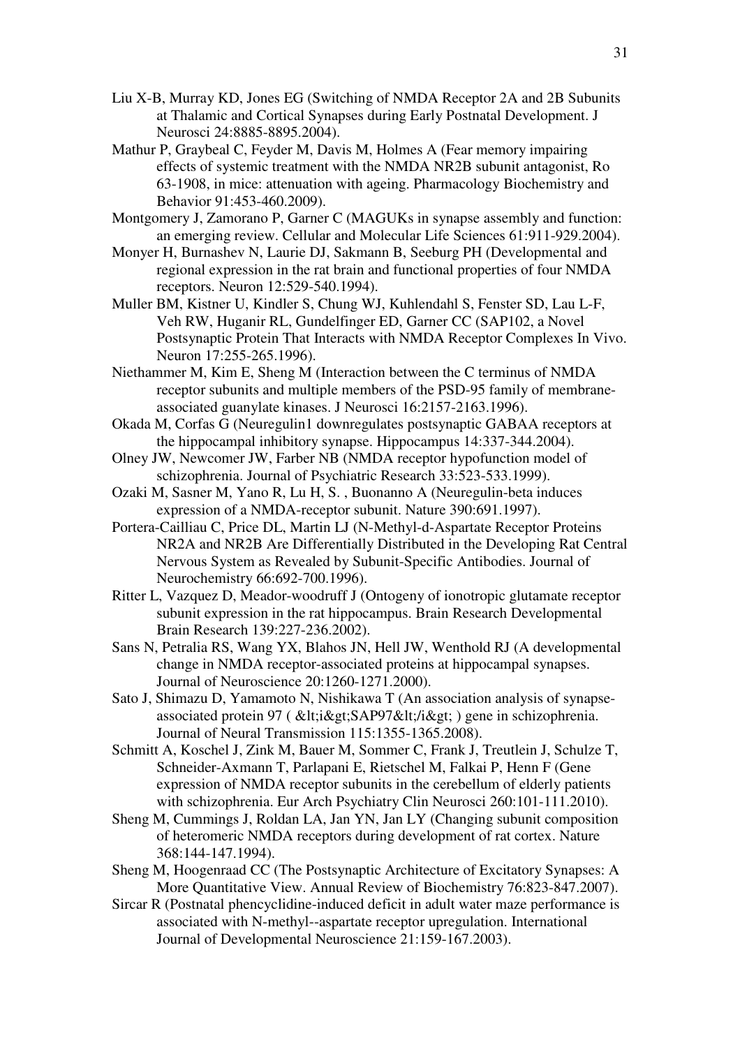Liu X-B, Murray KD, Jones EG (Switching of NMDA Receptor 2A and 2B Subunits at Thalamic and Cortical Synapses during Early Postnatal Development. J Neurosci 24:8885-8895.2004).

Mathur P, Graybeal C, Feyder M, Davis M, Holmes A (Fear memory impairing effects of systemic treatment with the NMDA NR2B subunit antagonist, Ro 63-1908, in mice: attenuation with ageing. Pharmacology Biochemistry and Behavior 91:453-460.2009).

Montgomery J, Zamorano P, Garner C (MAGUKs in synapse assembly and function: an emerging review. Cellular and Molecular Life Sciences 61:911-929.2004).

Monyer H, Burnashev N, Laurie DJ, Sakmann B, Seeburg PH (Developmental and regional expression in the rat brain and functional properties of four NMDA receptors. Neuron 12:529-540.1994).

Muller BM, Kistner U, Kindler S, Chung WJ, Kuhlendahl S, Fenster SD, Lau L-F, Veh RW, Huganir RL, Gundelfinger ED, Garner CC (SAP102, a Novel Postsynaptic Protein That Interacts with NMDA Receptor Complexes In Vivo. Neuron 17:255-265.1996).

Niethammer M, Kim E, Sheng M (Interaction between the C terminus of NMDA receptor subunits and multiple members of the PSD-95 family of membrane-associated guanylate kinases. J Neurosci 16:2157-2163.1996).

Okada M, Corfas G (Neuregulin1 downregulates postsynaptic GABAA receptors at the hippocampal inhibitory synapse. Hippocampus 14:337-344.2004).

Olney JW, Newcomer JW, Farber NB (NMDA receptor hypofunction model of schizophrenia. Journal of Psychiatric Research 33:523-533.1999).

Ozaki M, Sasner M, Yano R, Lu H, S. , Buonanno A (Neuregulin-beta induces expression of a NMDA-receptor subunit. Nature 390:691.1997).

Portera-Cailliau C, Price DL, Martin LJ (N-Methyl-d-Aspartate Receptor Proteins NR2A and NR2B Are Differentially Distributed in the Developing Rat Central Nervous System as Revealed by Subunit-Specific Antibodies. Journal of Neurochemistry 66:692-700.1996).

Ritter L, Vazquez D, Meador-woodruff J (Ontogeny of ionotropic glutamate receptor subunit expression in the rat hippocampus. Brain Research Developmental Brain Research 139:227-236.2002).

Sans N, Petralia RS, Wang YX, Blahos JN, Hell JW, Wenthold RJ (A developmental change in NMDA receptor-associated proteins at hippocampal synapses. Journal of Neuroscience 20:1260-1271.2000).

Sato J, Shimazu D, Yamamoto N, Nishikawa T (An association analysis of synapse-associated protein 97 ( &lt;i&gt;SAP97&lt;/i&gt; ) gene in schizophrenia. Journal of Neural Transmission 115:1355-1365.2008).

Schmitt A, Koschel J, Zink M, Bauer M, Sommer C, Frank J, Treutlein J, Schulze T, Schneider-Axmann T, Parlapani E, Rietschel M, Falkai P, Henn F (Gene expression of NMDA receptor subunits in the cerebellum of elderly patients with schizophrenia. Eur Arch Psychiatry Clin Neurosci 260:101-111.2010).

Sheng M, Cummings J, Roldan LA, Jan YN, Jan LY (Changing subunit composition of heteromeric NMDA receptors during development of rat cortex. Nature 368:144-147.1994).

Sheng M, Hoogenraad CC (The Postsynaptic Architecture of Excitatory Synapses: A More Quantitative View. Annual Review of Biochemistry 76:823-847.2007).

Sircar R (Postnatal phencyclidine-induced deficit in adult water maze performance is associated with N-methyl--aspartate receptor upregulation. International Journal of Developmental Neuroscience 21:159-167.2003).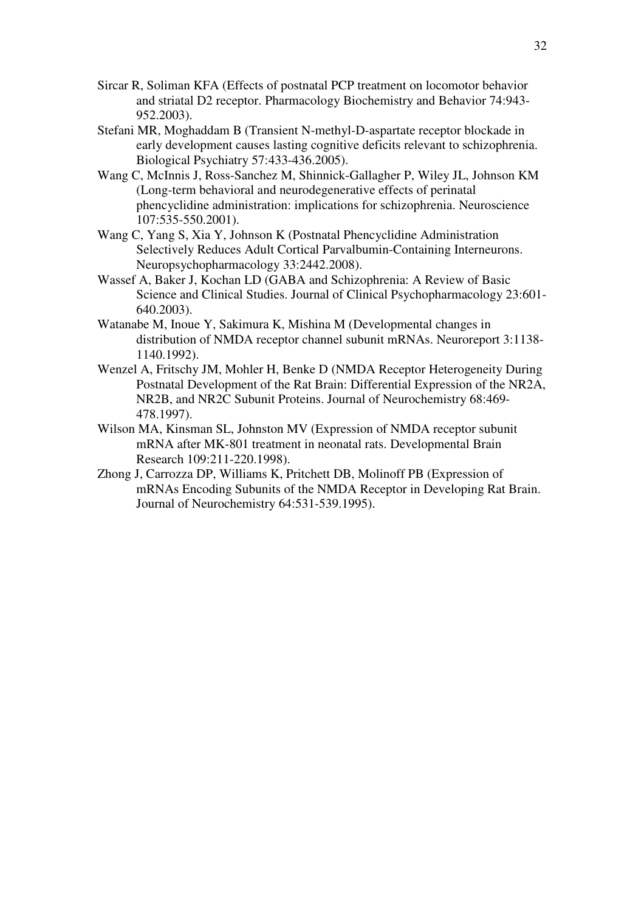Sircar R, Soliman KFA (Effects of postnatal PCP treatment on locomotor behavior and striatal D2 receptor. Pharmacology Biochemistry and Behavior 74:943-952.2003).

Stefani MR, Moghaddam B (Transient N-methyl-D-aspartate receptor blockade in early development causes lasting cognitive deficits relevant to schizophrenia. Biological Psychiatry 57:433-436.2005).

Wang C, McInnis J, Ross-Sanchez M, Shinnick-Gallagher P, Wiley JL, Johnson KM (Long-term behavioral and neurodegenerative effects of perinatal phencyclidine administration: implications for schizophrenia. Neuroscience 107:535-550.2001).

Wang C, Yang S, Xia Y, Johnson K (Postnatal Phencyclidine Administration Selectively Reduces Adult Cortical Parvalbumin-Containing Interneurons. Neuropsychopharmacology 33:2442.2008).

Wassef A, Baker J, Kochan LD (GABA and Schizophrenia: A Review of Basic Science and Clinical Studies. Journal of Clinical Psychopharmacology 23:601-640.2003).

Watanabe M, Inoue Y, Sakimura K, Mishina M (Developmental changes in distribution of NMDA receptor channel subunit mRNAs. Neuroreport 3:1138-1140.1992).

Wenzel A, Fritschy JM, Mohler H, Benke D (NMDA Receptor Heterogeneity During Postnatal Development of the Rat Brain: Differential Expression of the NR2A, NR2B, and NR2C Subunit Proteins. Journal of Neurochemistry 68:469-478.1997).

Wilson MA, Kinsman SL, Johnston MV (Expression of NMDA receptor subunit mRNA after MK-801 treatment in neonatal rats. Developmental Brain Research 109:211-220.1998).

Zhong J, Carrozza DP, Williams K, Pritchett DB, Molinoff PB (Expression of mRNAs Encoding Subunits of the NMDA Receptor in Developing Rat Brain. Journal of Neurochemistry 64:531-539.1995).